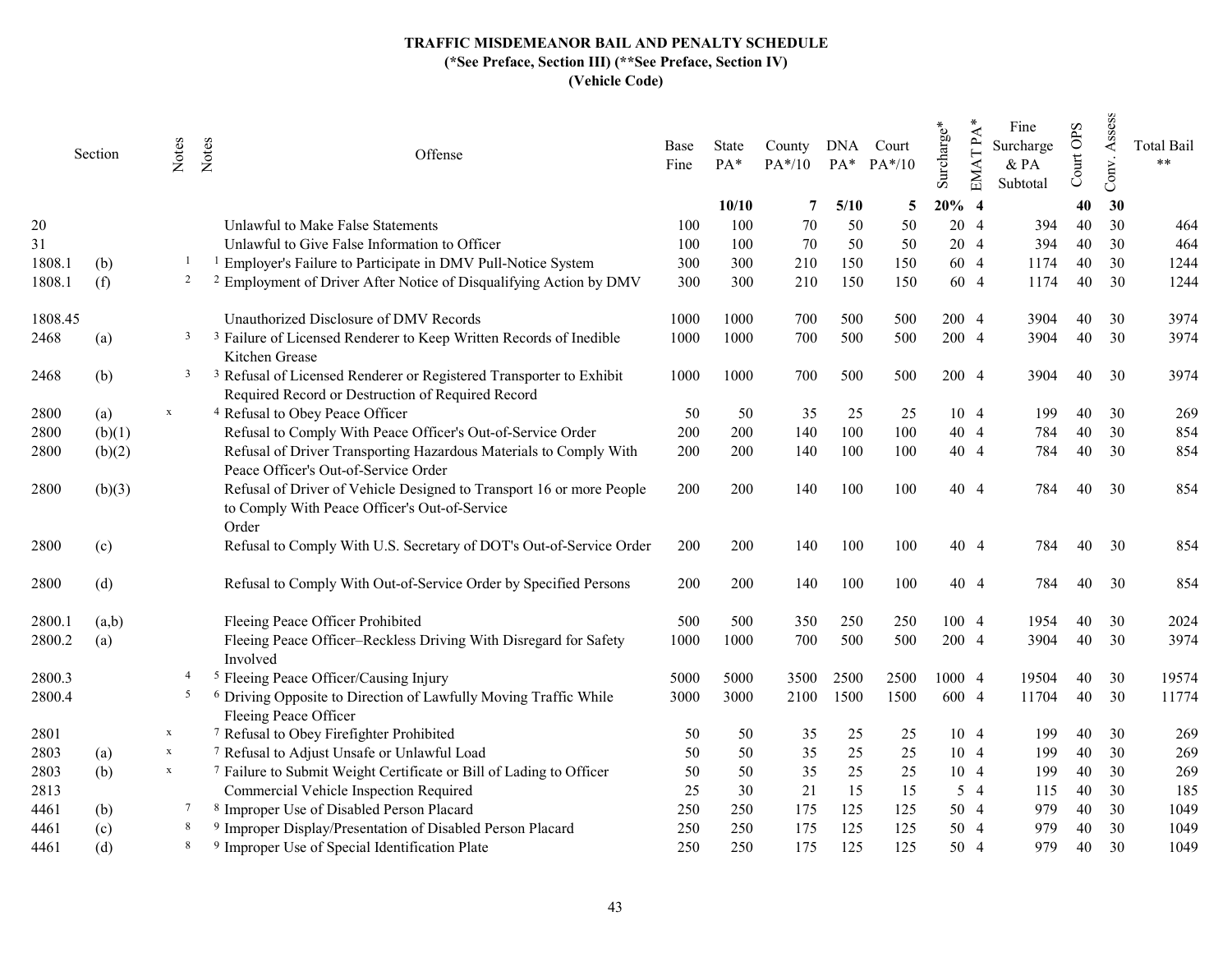# TRAFFIC MISDEMEANOR BAIL AND PENALTY SCHEDULE

**(*See Preface, Section III) (**See Preface, Section IV)**

**(Vehicle Code)**

| Section | | Notes | Notes | Offense | Base Fine | State PA* | County PA*/10 | DNA PA* | Court PA*/10 | Surcharge* | EMAT PA* | Fine Surcharge & PA Subtotal | Court OPS | Conv. Assess | Total Bail ** |
|---|---|---|---|---|---|---|---|---|---|---|---|---|---|---|---|
| | | | | | | **10/10** | **7** | **5/10** | **5** | **20%** | **4** | | **40** | **30** | |
| 20 | | | | Unlawful to Make False Statements | 100 | 100 | 70 | 50 | 50 | 20 | 4 | 394 | 40 | 30 | 464 |
| 31 | | | | Unlawful to Give False Information to Officer | 100 | 100 | 70 | 50 | 50 | 20 | 4 | 394 | 40 | 30 | 464 |
| 1808.1 | (b) | 1 | 1 | Employer's Failure to Participate in DMV Pull-Notice System | 300 | 300 | 210 | 150 | 150 | 60 | 4 | 1174 | 40 | 30 | 1244 |
| 1808.1 | (f) | 2 | 2 | Employment of Driver After Notice of Disqualifying Action by DMV | 300 | 300 | 210 | 150 | 150 | 60 | 4 | 1174 | 40 | 30 | 1244 |
| 1808.45 | | | | Unauthorized Disclosure of DMV Records | 1000 | 1000 | 700 | 500 | 500 | 200 | 4 | 3904 | 40 | 30 | 3974 |
| 2468 | (a) | 3 | 3 | Failure of Licensed Renderer to Keep Written Records of Inedible Kitchen Grease | 1000 | 1000 | 700 | 500 | 500 | 200 | 4 | 3904 | 40 | 30 | 3974 |
| 2468 | (b) | 3 | 3 | Refusal of Licensed Renderer or Registered Transporter to Exhibit Required Record or Destruction of Required Record | 1000 | 1000 | 700 | 500 | 500 | 200 | 4 | 3904 | 40 | 30 | 3974 |
| 2800 | (a) | x | 4 | Refusal to Obey Peace Officer | 50 | 50 | 35 | 25 | 25 | 10 | 4 | 199 | 40 | 30 | 269 |
| 2800 | (b)(1) | | | Refusal to Comply With Peace Officer's Out-of-Service Order | 200 | 200 | 140 | 100 | 100 | 40 | 4 | 784 | 40 | 30 | 854 |
| 2800 | (b)(2) | | | Refusal of Driver Transporting Hazardous Materials to Comply With Peace Officer's Out-of-Service Order | 200 | 200 | 140 | 100 | 100 | 40 | 4 | 784 | 40 | 30 | 854 |
| 2800 | (b)(3) | | | Refusal of Driver of Vehicle Designed to Transport 16 or more People to Comply With Peace Officer's Out-of-Service Order | 200 | 200 | 140 | 100 | 100 | 40 | 4 | 784 | 40 | 30 | 854 |
| 2800 | (c) | | | Refusal to Comply With U.S. Secretary of DOT's Out-of-Service Order | 200 | 200 | 140 | 100 | 100 | 40 | 4 | 784 | 40 | 30 | 854 |
| 2800 | (d) | | | Refusal to Comply With Out-of-Service Order by Specified Persons | 200 | 200 | 140 | 100 | 100 | 40 | 4 | 784 | 40 | 30 | 854 |
| 2800.1 | (a,b) | | | Fleeing Peace Officer Prohibited | 500 | 500 | 350 | 250 | 250 | 100 | 4 | 1954 | 40 | 30 | 2024 |
| 2800.2 | (a) | | | Fleeing Peace Officer–Reckless Driving With Disregard for Safety Involved | 1000 | 1000 | 700 | 500 | 500 | 200 | 4 | 3904 | 40 | 30 | 3974 |
| 2800.3 | | 4 | 5 | Fleeing Peace Officer/Causing Injury | 5000 | 5000 | 3500 | 2500 | 2500 | 1000 | 4 | 19504 | 40 | 30 | 19574 |
| 2800.4 | | 5 | 6 | Driving Opposite to Direction of Lawfully Moving Traffic While Fleeing Peace Officer | 3000 | 3000 | 2100 | 1500 | 1500 | 600 | 4 | 11704 | 40 | 30 | 11774 |
| 2801 | | x | 7 | Refusal to Obey Firefighter Prohibited | 50 | 50 | 35 | 25 | 25 | 10 | 4 | 199 | 40 | 30 | 269 |
| 2803 | (a) | x | 7 | Refusal to Adjust Unsafe or Unlawful Load | 50 | 50 | 35 | 25 | 25 | 10 | 4 | 199 | 40 | 30 | 269 |
| 2803 | (b) | x | 7 | Failure to Submit Weight Certificate or Bill of Lading to Officer | 50 | 50 | 35 | 25 | 25 | 10 | 4 | 199 | 40 | 30 | 269 |
| 2813 | | | | Commercial Vehicle Inspection Required | 25 | 30 | 21 | 15 | 15 | 5 | 4 | 115 | 40 | 30 | 185 |
| 4461 | (b) | 7 | 8 | Improper Use of Disabled Person Placard | 250 | 250 | 175 | 125 | 125 | 50 | 4 | 979 | 40 | 30 | 1049 |
| 4461 | (c) | 8 | 9 | Improper Display/Presentation of Disabled Person Placard | 250 | 250 | 175 | 125 | 125 | 50 | 4 | 979 | 40 | 30 | 1049 |
| 4461 | (d) | 8 | 9 | Improper Use of Special Identification Plate | 250 | 250 | 175 | 125 | 125 | 50 | 4 | 979 | 40 | 30 | 1049 |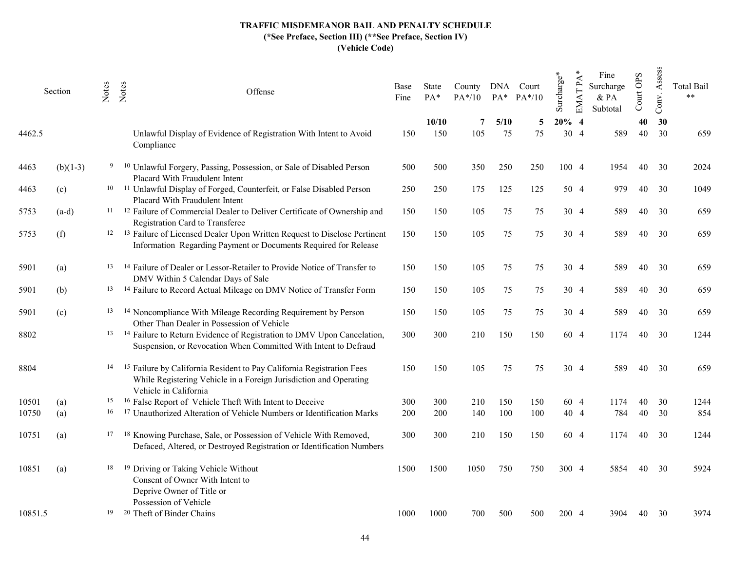**TRAFFIC MISDEMEANOR BAIL AND PENALTY SCHEDULE**
**(*See Preface, Section III) (**See Preface, Section IV)**
**(Vehicle Code)**

| Section | | Notes | Notes | Offense | Base Fine | State PA* | County PA*/10 | DNA PA* | Court PA*/10 | Surcharge* | EMAT PA* | Fine Surcharge & PA Subtotal | Court OPS | Conv. Assess | Total Bail ** |
|---|---|---|---|---|---|---|---|---|---|---|---|---|---|---|---|
| | | | | | | **10/10** | **7** | **5/10** | **5** | **20%** | **4** | | **40** | **30** | |
| 4462.5 | | | | Unlawful Display of Evidence of Registration With Intent to Avoid Compliance | 150 | 150 | 105 | 75 | 75 | 30 | 4 | 589 | 40 | 30 | 659 |
| 4463 | (b)(1-3) | 9 | 10 | Unlawful Forgery, Passing, Possession, or Sale of Disabled Person Placard With Fraudulent Intent | 500 | 500 | 350 | 250 | 250 | 100 | 4 | 1954 | 40 | 30 | 2024 |
| 4463 | (c) | 10 | 11 | Unlawful Display of Forged, Counterfeit, or False Disabled Person Placard With Fraudulent Intent | 250 | 250 | 175 | 125 | 125 | 50 | 4 | 979 | 40 | 30 | 1049 |
| 5753 | (a-d) | 11 | 12 | Failure of Commercial Dealer to Deliver Certificate of Ownership and Registration Card to Transferee | 150 | 150 | 105 | 75 | 75 | 30 | 4 | 589 | 40 | 30 | 659 |
| 5753 | (f) | 12 | 13 | Failure of Licensed Dealer Upon Written Request to Disclose Pertinent Information Regarding Payment or Documents Required for Release | 150 | 150 | 105 | 75 | 75 | 30 | 4 | 589 | 40 | 30 | 659 |
| 5901 | (a) | 13 | 14 | Failure of Dealer or Lessor-Retailer to Provide Notice of Transfer to DMV Within 5 Calendar Days of Sale | 150 | 150 | 105 | 75 | 75 | 30 | 4 | 589 | 40 | 30 | 659 |
| 5901 | (b) | 13 | 14 | Failure to Record Actual Mileage on DMV Notice of Transfer Form | 150 | 150 | 105 | 75 | 75 | 30 | 4 | 589 | 40 | 30 | 659 |
| 5901 | (c) | 13 | 14 | Noncompliance With Mileage Recording Requirement by Person Other Than Dealer in Possession of Vehicle | 150 | 150 | 105 | 75 | 75 | 30 | 4 | 589 | 40 | 30 | 659 |
| 8802 | | 13 | 14 | Failure to Return Evidence of Registration to DMV Upon Cancelation, Suspension, or Revocation When Committed With Intent to Defraud | 300 | 300 | 210 | 150 | 150 | 60 | 4 | 1174 | 40 | 30 | 1244 |
| 8804 | | 14 | 15 | Failure by California Resident to Pay California Registration Fees While Registering Vehicle in a Foreign Jurisdiction and Operating Vehicle in California | 150 | 150 | 105 | 75 | 75 | 30 | 4 | 589 | 40 | 30 | 659 |
| 10501 | (a) | 15 | 16 | False Report of Vehicle Theft With Intent to Deceive | 300 | 300 | 210 | 150 | 150 | 60 | 4 | 1174 | 40 | 30 | 1244 |
| 10750 | (a) | 16 | 17 | Unauthorized Alteration of Vehicle Numbers or Identification Marks | 200 | 200 | 140 | 100 | 100 | 40 | 4 | 784 | 40 | 30 | 854 |
| 10751 | (a) | 17 | 18 | Knowing Purchase, Sale, or Possession of Vehicle With Removed, Defaced, Altered, or Destroyed Registration or Identification Numbers | 300 | 300 | 210 | 150 | 150 | 60 | 4 | 1174 | 40 | 30 | 1244 |
| 10851 | (a) | 18 | 19 | Driving or Taking Vehicle Without Consent of Owner With Intent to Deprive Owner of Title or Possession of Vehicle | 1500 | 1500 | 1050 | 750 | 750 | 300 | 4 | 5854 | 40 | 30 | 5924 |
| 10851.5 | | 19 | 20 | Theft of Binder Chains | 1000 | 1000 | 700 | 500 | 500 | 200 | 4 | 3904 | 40 | 30 | 3974 |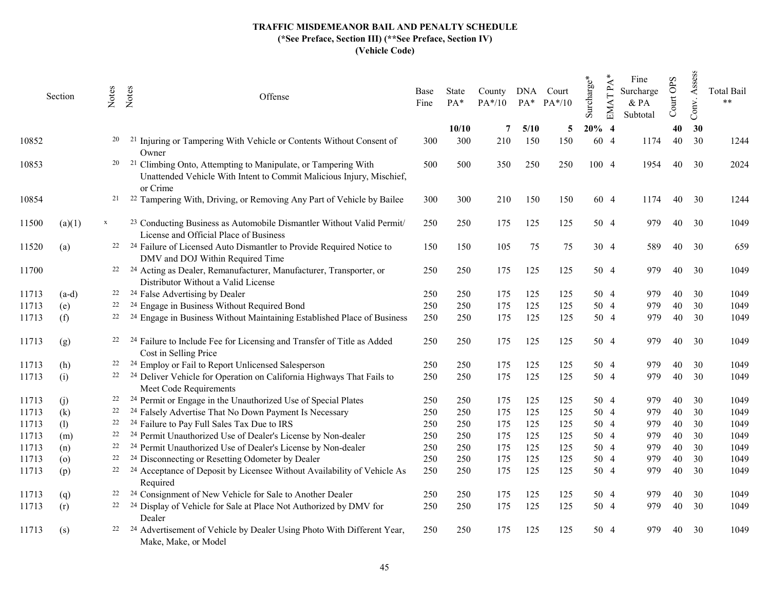**TRAFFIC MISDEMEANOR BAIL AND PENALTY SCHEDULE**
**(*See Preface, Section III) (**See Preface, Section IV)**
**(Vehicle Code)**

| Section | | Notes | Notes | Offense | Base Fine | State PA* | County PA*/10 | DNA PA* | Court PA*/10 | Surcharge* | EMAT PA* | Fine Surcharge & PA Subtotal | Court OPS | Conv. Assess | Total Bail ** |
|---|---|---|---|---|---|---|---|---|---|---|---|---|---|---|---|
| | | | | | | **10/10** | **7** | **5/10** | **5** | **20%** | **4** | | **40** | **30** | |
| 10852 | | 20 | 21 | Injuring or Tampering With Vehicle or Contents Without Consent of Owner | 300 | 300 | 210 | 150 | 150 | 60 | 4 | 1174 | 40 | 30 | 1244 |
| 10853 | | 20 | 21 | Climbing Onto, Attempting to Manipulate, or Tampering With Unattended Vehicle With Intent to Commit Malicious Injury, Mischief, or Crime | 500 | 500 | 350 | 250 | 250 | 100 | 4 | 1954 | 40 | 30 | 2024 |
| 10854 | | 21 | 22 | Tampering With, Driving, or Removing Any Part of Vehicle by Bailee | 300 | 300 | 210 | 150 | 150 | 60 | 4 | 1174 | 40 | 30 | 1244 |
| 11500 | (a)(1) | x | 23 | Conducting Business as Automobile Dismantler Without Valid Permit/ License and Official Place of Business | 250 | 250 | 175 | 125 | 125 | 50 | 4 | 979 | 40 | 30 | 1049 |
| 11520 | (a) | 22 | 24 | Failure of Licensed Auto Dismantler to Provide Required Notice to DMV and DOJ Within Required Time | 150 | 150 | 105 | 75 | 75 | 30 | 4 | 589 | 40 | 30 | 659 |
| 11700 | | 22 | 24 | Acting as Dealer, Remanufacturer, Manufacturer, Transporter, or Distributor Without a Valid License | 250 | 250 | 175 | 125 | 125 | 50 | 4 | 979 | 40 | 30 | 1049 |
| 11713 | (a-d) | 22 | 24 | False Advertising by Dealer | 250 | 250 | 175 | 125 | 125 | 50 | 4 | 979 | 40 | 30 | 1049 |
| 11713 | (e) | 22 | 24 | Engage in Business Without Required Bond | 250 | 250 | 175 | 125 | 125 | 50 | 4 | 979 | 40 | 30 | 1049 |
| 11713 | (f) | 22 | 24 | Engage in Business Without Maintaining Established Place of Business | 250 | 250 | 175 | 125 | 125 | 50 | 4 | 979 | 40 | 30 | 1049 |
| 11713 | (g) | 22 | 24 | Failure to Include Fee for Licensing and Transfer of Title as Added Cost in Selling Price | 250 | 250 | 175 | 125 | 125 | 50 | 4 | 979 | 40 | 30 | 1049 |
| 11713 | (h) | 22 | 24 | Employ or Fail to Report Unlicensed Salesperson | 250 | 250 | 175 | 125 | 125 | 50 | 4 | 979 | 40 | 30 | 1049 |
| 11713 | (i) | 22 | 24 | Deliver Vehicle for Operation on California Highways That Fails to Meet Code Requirements | 250 | 250 | 175 | 125 | 125 | 50 | 4 | 979 | 40 | 30 | 1049 |
| 11713 | (j) | 22 | 24 | Permit or Engage in the Unauthorized Use of Special Plates | 250 | 250 | 175 | 125 | 125 | 50 | 4 | 979 | 40 | 30 | 1049 |
| 11713 | (k) | 22 | 24 | Falsely Advertise That No Down Payment Is Necessary | 250 | 250 | 175 | 125 | 125 | 50 | 4 | 979 | 40 | 30 | 1049 |
| 11713 | (l) | 22 | 24 | Failure to Pay Full Sales Tax Due to IRS | 250 | 250 | 175 | 125 | 125 | 50 | 4 | 979 | 40 | 30 | 1049 |
| 11713 | (m) | 22 | 24 | Permit Unauthorized Use of Dealer's License by Non-dealer | 250 | 250 | 175 | 125 | 125 | 50 | 4 | 979 | 40 | 30 | 1049 |
| 11713 | (n) | 22 | 24 | Permit Unauthorized Use of Dealer's License by Non-dealer | 250 | 250 | 175 | 125 | 125 | 50 | 4 | 979 | 40 | 30 | 1049 |
| 11713 | (o) | 22 | 24 | Disconnecting or Resetting Odometer by Dealer | 250 | 250 | 175 | 125 | 125 | 50 | 4 | 979 | 40 | 30 | 1049 |
| 11713 | (p) | 22 | 24 | Acceptance of Deposit by Licensee Without Availability of Vehicle As Required | 250 | 250 | 175 | 125 | 125 | 50 | 4 | 979 | 40 | 30 | 1049 |
| 11713 | (q) | 22 | 24 | Consignment of New Vehicle for Sale to Another Dealer | 250 | 250 | 175 | 125 | 125 | 50 | 4 | 979 | 40 | 30 | 1049 |
| 11713 | (r) | 22 | 24 | Display of Vehicle for Sale at Place Not Authorized by DMV for Dealer | 250 | 250 | 175 | 125 | 125 | 50 | 4 | 979 | 40 | 30 | 1049 |
| 11713 | (s) | 22 | 24 | Advertisement of Vehicle by Dealer Using Photo With Different Year, Make, Make, or Model | 250 | 250 | 175 | 125 | 125 | 50 | 4 | 979 | 40 | 30 | 1049 |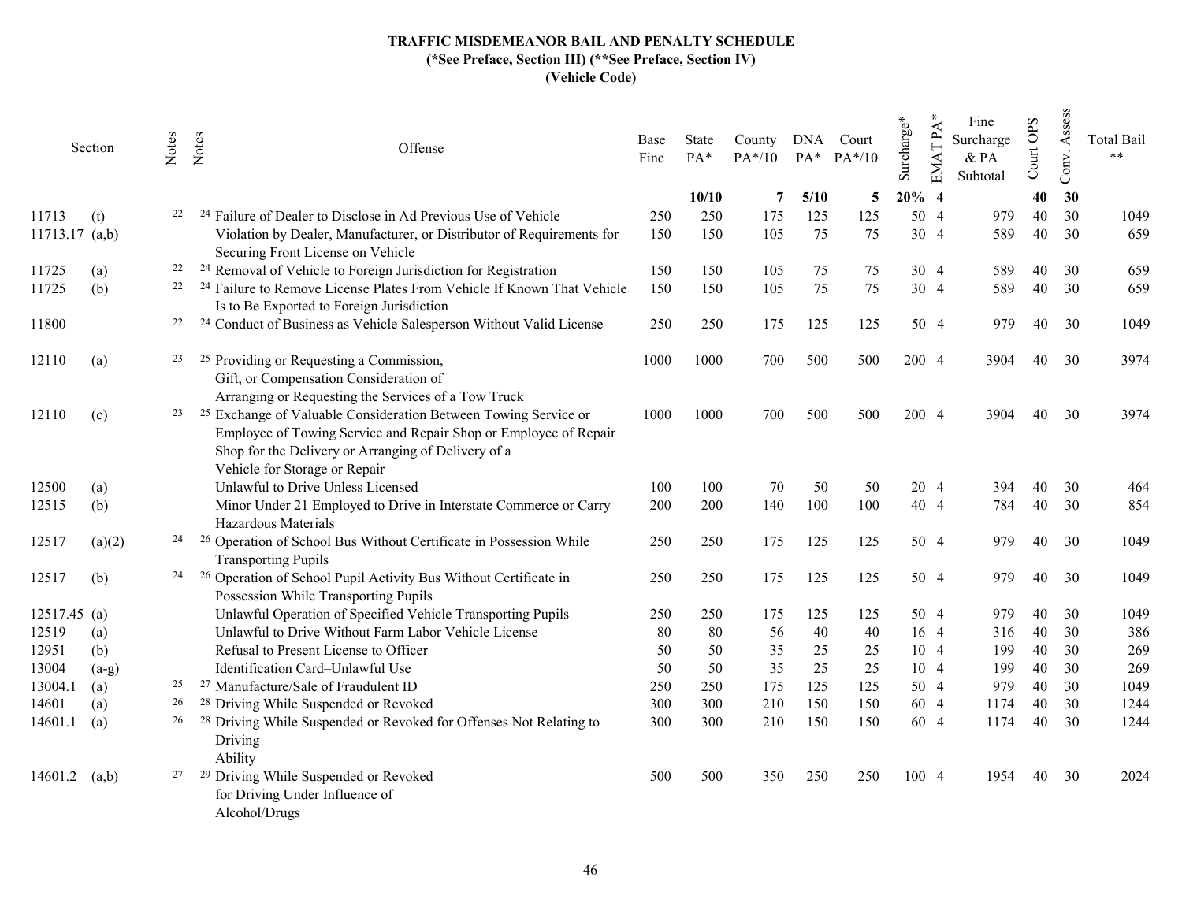**TRAFFIC MISDEMEANOR BAIL AND PENALTY SCHEDULE**
**(*See Preface, Section III) (**See Preface, Section IV)**
**(Vehicle Code)**

| Section | | Notes | Notes | Offense | Base Fine | State PA* | County PA*/10 | DNA PA* | Court PA*/10 | Surcharge* | EMAT PA* | Fine Surcharge & PA Subtotal | Court OPS | Conv. Assess | Total Bail ** |
|---|---|---|---|---|---|---|---|---|---|---|---|---|---|---|---|
| | | | | | | **10/10** | **7** | **5/10** | **5** | **20%** | **4** | | **40** | **30** | |
| 11713 | (t) | 22 | 24 | Failure of Dealer to Disclose in Ad Previous Use of Vehicle | 250 | 250 | 175 | 125 | 125 | 50 | 4 | 979 | 40 | 30 | 1049 |
| 11713.17 | (a,b) | | | Violation by Dealer, Manufacturer, or Distributor of Requirements for Securing Front License on Vehicle | 150 | 150 | 105 | 75 | 75 | 30 | 4 | 589 | 40 | 30 | 659 |
| 11725 | (a) | 22 | 24 | Removal of Vehicle to Foreign Jurisdiction for Registration | 150 | 150 | 105 | 75 | 75 | 30 | 4 | 589 | 40 | 30 | 659 |
| 11725 | (b) | 22 | 24 | Failure to Remove License Plates From Vehicle If Known That Vehicle Is to Be Exported to Foreign Jurisdiction | 150 | 150 | 105 | 75 | 75 | 30 | 4 | 589 | 40 | 30 | 659 |
| 11800 | | 22 | 24 | Conduct of Business as Vehicle Salesperson Without Valid License | 250 | 250 | 175 | 125 | 125 | 50 | 4 | 979 | 40 | 30 | 1049 |
| 12110 | (a) | 23 | 25 | Providing or Requesting a Commission, Gift, or Compensation Consideration of Arranging or Requesting the Services of a Tow Truck | 1000 | 1000 | 700 | 500 | 500 | 200 | 4 | 3904 | 40 | 30 | 3974 |
| 12110 | (c) | 23 | 25 | Exchange of Valuable Consideration Between Towing Service or Employee of Towing Service and Repair Shop or Employee of Repair Shop for the Delivery or Arranging of Delivery of a Vehicle for Storage or Repair | 1000 | 1000 | 700 | 500 | 500 | 200 | 4 | 3904 | 40 | 30 | 3974 |
| 12500 | (a) | | | Unlawful to Drive Unless Licensed | 100 | 100 | 70 | 50 | 50 | 20 | 4 | 394 | 40 | 30 | 464 |
| 12515 | (b) | | | Minor Under 21 Employed to Drive in Interstate Commerce or Carry Hazardous Materials | 200 | 200 | 140 | 100 | 100 | 40 | 4 | 784 | 40 | 30 | 854 |
| 12517 | (a)(2) | 24 | 26 | Operation of School Bus Without Certificate in Possession While Transporting Pupils | 250 | 250 | 175 | 125 | 125 | 50 | 4 | 979 | 40 | 30 | 1049 |
| 12517 | (b) | 24 | 26 | Operation of School Pupil Activity Bus Without Certificate in Possession While Transporting Pupils | 250 | 250 | 175 | 125 | 125 | 50 | 4 | 979 | 40 | 30 | 1049 |
| 12517.45 | (a) | | | Unlawful Operation of Specified Vehicle Transporting Pupils | 250 | 250 | 175 | 125 | 125 | 50 | 4 | 979 | 40 | 30 | 1049 |
| 12519 | (a) | | | Unlawful to Drive Without Farm Labor Vehicle License | 80 | 80 | 56 | 40 | 40 | 16 | 4 | 316 | 40 | 30 | 386 |
| 12951 | (b) | | | Refusal to Present License to Officer | 50 | 50 | 35 | 25 | 25 | 10 | 4 | 199 | 40 | 30 | 269 |
| 13004 | (a-g) | | | Identification Card–Unlawful Use | 50 | 50 | 35 | 25 | 25 | 10 | 4 | 199 | 40 | 30 | 269 |
| 13004.1 | (a) | 25 | 27 | Manufacture/Sale of Fraudulent ID | 250 | 250 | 175 | 125 | 125 | 50 | 4 | 979 | 40 | 30 | 1049 |
| 14601 | (a) | 26 | 28 | Driving While Suspended or Revoked | 300 | 300 | 210 | 150 | 150 | 60 | 4 | 1174 | 40 | 30 | 1244 |
| 14601.1 | (a) | 26 | 28 | Driving While Suspended or Revoked for Offenses Not Relating to Driving Ability | 300 | 300 | 210 | 150 | 150 | 60 | 4 | 1174 | 40 | 30 | 1244 |
| 14601.2 | (a,b) | 27 | 29 | Driving While Suspended or Revoked for Driving Under Influence of Alcohol/Drugs | 500 | 500 | 350 | 250 | 250 | 100 | 4 | 1954 | 40 | 30 | 2024 |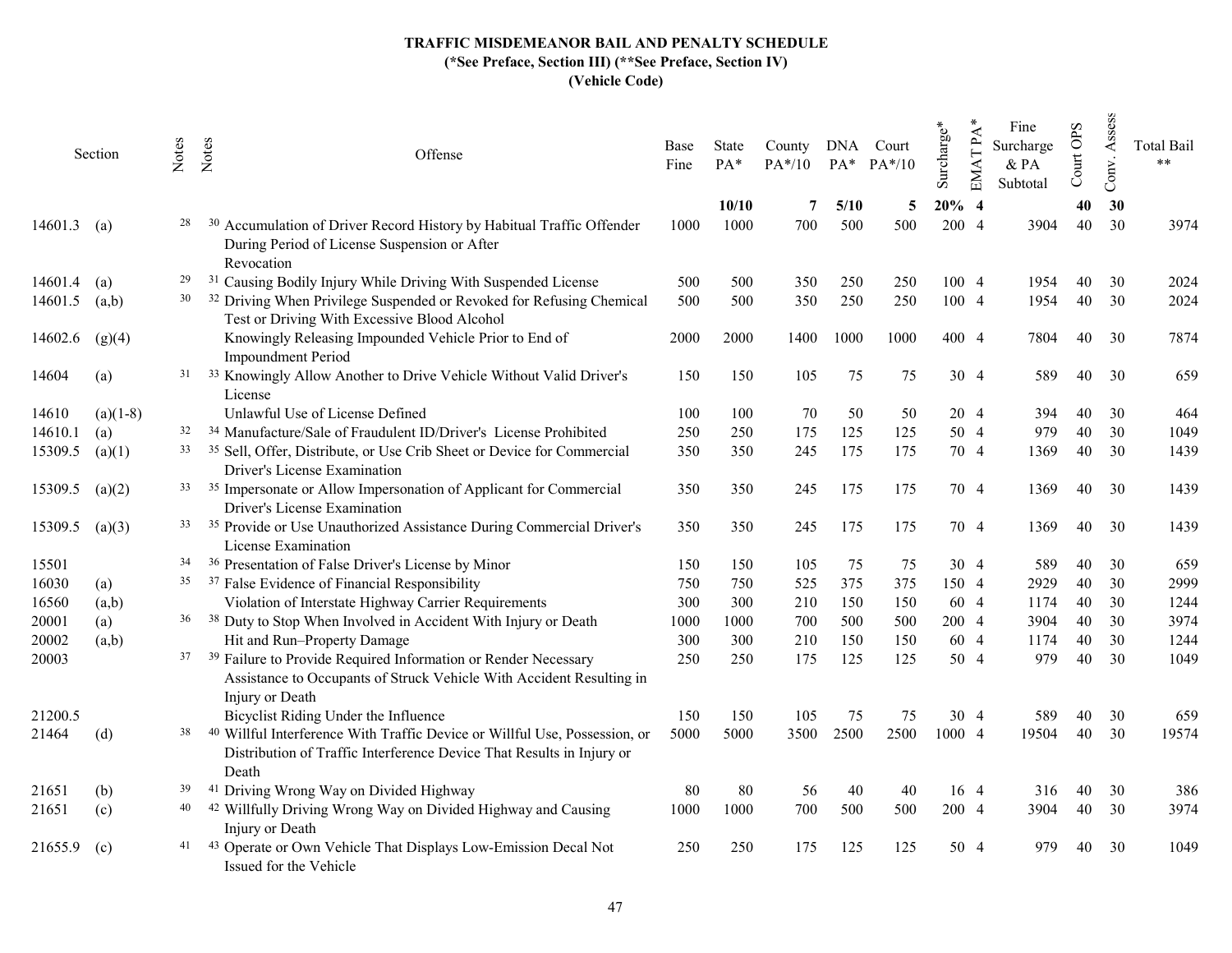**TRAFFIC MISDEMEANOR BAIL AND PENALTY SCHEDULE**
**(*See Preface, Section III) (**See Preface, Section IV)**
**(Vehicle Code)**

| Section | | Notes | Notes | Offense | Base Fine | State PA* | County PA*/10 | DNA PA* | Court PA*/10 | Surcharge* | EMAT PA* | Fine Surcharge & PA Subtotal | Court OPS | Conv. Assess | Total Bail ** |
|---|---|---|---|---|---|---|---|---|---|---|---|---|---|---|---|
| | | | | | | **10/10** | **7** | **5/10** | **5** | **20%** | **4** | | **40** | **30** | |
| 14601.3 | (a) | 28 | 30 | Accumulation of Driver Record History by Habitual Traffic Offender During Period of License Suspension or After Revocation | 1000 | 1000 | 700 | 500 | 500 | 200 | 4 | 3904 | 40 | 30 | 3974 |
| 14601.4 | (a) | 29 | 31 | Causing Bodily Injury While Driving With Suspended License | 500 | 500 | 350 | 250 | 250 | 100 | 4 | 1954 | 40 | 30 | 2024 |
| 14601.5 | (a,b) | 30 | 32 | Driving When Privilege Suspended or Revoked for Refusing Chemical Test or Driving With Excessive Blood Alcohol | 500 | 500 | 350 | 250 | 250 | 100 | 4 | 1954 | 40 | 30 | 2024 |
| 14602.6 | (g)(4) | | | Knowingly Releasing Impounded Vehicle Prior to End of Impoundment Period | 2000 | 2000 | 1400 | 1000 | 1000 | 400 | 4 | 7804 | 40 | 30 | 7874 |
| 14604 | (a) | 31 | 33 | Knowingly Allow Another to Drive Vehicle Without Valid Driver's License | 150 | 150 | 105 | 75 | 75 | 30 | 4 | 589 | 40 | 30 | 659 |
| 14610 | (a)(1-8) | | | Unlawful Use of License Defined | 100 | 100 | 70 | 50 | 50 | 20 | 4 | 394 | 40 | 30 | 464 |
| 14610.1 | (a) | 32 | 34 | Manufacture/Sale of Fraudulent ID/Driver's License Prohibited | 250 | 250 | 175 | 125 | 125 | 50 | 4 | 979 | 40 | 30 | 1049 |
| 15309.5 | (a)(1) | 33 | 35 | Sell, Offer, Distribute, or Use Crib Sheet or Device for Commercial Driver's License Examination | 350 | 350 | 245 | 175 | 175 | 70 | 4 | 1369 | 40 | 30 | 1439 |
| 15309.5 | (a)(2) | 33 | 35 | Impersonate or Allow Impersonation of Applicant for Commercial Driver's License Examination | 350 | 350 | 245 | 175 | 175 | 70 | 4 | 1369 | 40 | 30 | 1439 |
| 15309.5 | (a)(3) | 33 | 35 | Provide or Use Unauthorized Assistance During Commercial Driver's License Examination | 350 | 350 | 245 | 175 | 175 | 70 | 4 | 1369 | 40 | 30 | 1439 |
| 15501 | | 34 | 36 | Presentation of False Driver's License by Minor | 150 | 150 | 105 | 75 | 75 | 30 | 4 | 589 | 40 | 30 | 659 |
| 16030 | (a) | 35 | 37 | False Evidence of Financial Responsibility | 750 | 750 | 525 | 375 | 375 | 150 | 4 | 2929 | 40 | 30 | 2999 |
| 16560 | (a,b) | | | Violation of Interstate Highway Carrier Requirements | 300 | 300 | 210 | 150 | 150 | 60 | 4 | 1174 | 40 | 30 | 1244 |
| 20001 | (a) | 36 | 38 | Duty to Stop When Involved in Accident With Injury or Death | 1000 | 1000 | 700 | 500 | 500 | 200 | 4 | 3904 | 40 | 30 | 3974 |
| 20002 | (a,b) | | | Hit and Run–Property Damage | 300 | 300 | 210 | 150 | 150 | 60 | 4 | 1174 | 40 | 30 | 1244 |
| 20003 | | 37 | 39 | Failure to Provide Required Information or Render Necessary Assistance to Occupants of Struck Vehicle With Accident Resulting in Injury or Death | 250 | 250 | 175 | 125 | 125 | 50 | 4 | 979 | 40 | 30 | 1049 |
| 21200.5 | | | | Bicyclist Riding Under the Influence | 150 | 150 | 105 | 75 | 75 | 30 | 4 | 589 | 40 | 30 | 659 |
| 21464 | (d) | 38 | 40 | Willful Interference With Traffic Device or Willful Use, Possession, or Distribution of Traffic Interference Device That Results in Injury or Death | 5000 | 5000 | 3500 | 2500 | 2500 | 1000 | 4 | 19504 | 40 | 30 | 19574 |
| 21651 | (b) | 39 | 41 | Driving Wrong Way on Divided Highway | 80 | 80 | 56 | 40 | 40 | 16 | 4 | 316 | 40 | 30 | 386 |
| 21651 | (c) | 40 | 42 | Willfully Driving Wrong Way on Divided Highway and Causing Injury or Death | 1000 | 1000 | 700 | 500 | 500 | 200 | 4 | 3904 | 40 | 30 | 3974 |
| 21655.9 | (c) | 41 | 43 | Operate or Own Vehicle That Displays Low-Emission Decal Not Issued for the Vehicle | 250 | 250 | 175 | 125 | 125 | 50 | 4 | 979 | 40 | 30 | 1049 |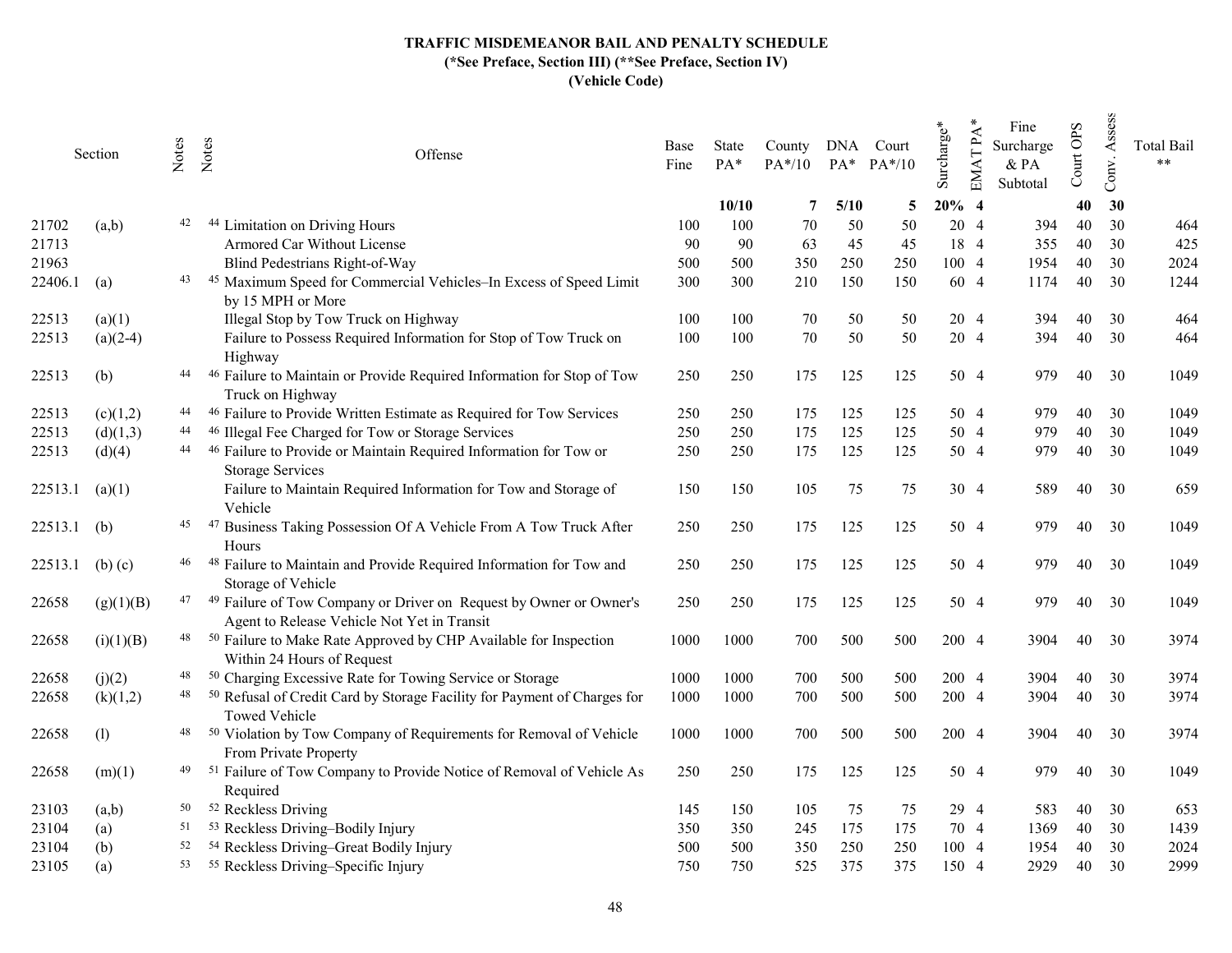**TRAFFIC MISDEMEANOR BAIL AND PENALTY SCHEDULE**
**(\*See Preface, Section III) (\*\*See Preface, Section IV)**
**(Vehicle Code)**

| Section | | Notes | Notes | Offense | Base Fine | State PA* | County PA*/10 | DNA PA* | Court PA*/10 | Surcharge* | EMAT PA* | Fine Surcharge & PA Subtotal | Court OPS | Conv. Assess | Total Bail ** |
|---|---|---|---|---|---|---|---|---|---|---|---|---|---|---|---|
| | | | | | | **10/10** | **7** | **5/10** | **5** | **20%** | **4** | | **40** | **30** | |
| 21702 | (a,b) | 42 | 44 | Limitation on Driving Hours | 100 | 100 | 70 | 50 | 50 | 20 | 4 | 394 | 40 | 30 | 464 |
| 21713 | | | | Armored Car Without License | 90 | 90 | 63 | 45 | 45 | 18 | 4 | 355 | 40 | 30 | 425 |
| 21963 | | | | Blind Pedestrians Right-of-Way | 500 | 500 | 350 | 250 | 250 | 100 | 4 | 1954 | 40 | 30 | 2024 |
| 22406.1 | (a) | 43 | 45 | Maximum Speed for Commercial Vehicles–In Excess of Speed Limit by 15 MPH or More | 300 | 300 | 210 | 150 | 150 | 60 | 4 | 1174 | 40 | 30 | 1244 |
| 22513 | (a)(1) | | | Illegal Stop by Tow Truck on Highway | 100 | 100 | 70 | 50 | 50 | 20 | 4 | 394 | 40 | 30 | 464 |
| 22513 | (a)(2-4) | | | Failure to Possess Required Information for Stop of Tow Truck on Highway | 100 | 100 | 70 | 50 | 50 | 20 | 4 | 394 | 40 | 30 | 464 |
| 22513 | (b) | 44 | 46 | Failure to Maintain or Provide Required Information for Stop of Tow Truck on Highway | 250 | 250 | 175 | 125 | 125 | 50 | 4 | 979 | 40 | 30 | 1049 |
| 22513 | (c)(1,2) | 44 | 46 | Failure to Provide Written Estimate as Required for Tow Services | 250 | 250 | 175 | 125 | 125 | 50 | 4 | 979 | 40 | 30 | 1049 |
| 22513 | (d)(1,3) | 44 | 46 | Illegal Fee Charged for Tow or Storage Services | 250 | 250 | 175 | 125 | 125 | 50 | 4 | 979 | 40 | 30 | 1049 |
| 22513 | (d)(4) | 44 | 46 | Failure to Provide or Maintain Required Information for Tow or Storage Services | 250 | 250 | 175 | 125 | 125 | 50 | 4 | 979 | 40 | 30 | 1049 |
| 22513.1 | (a)(1) | | | Failure to Maintain Required Information for Tow and Storage of Vehicle | 150 | 150 | 105 | 75 | 75 | 30 | 4 | 589 | 40 | 30 | 659 |
| 22513.1 | (b) | 45 | 47 | Business Taking Possession Of A Vehicle From A Tow Truck After Hours | 250 | 250 | 175 | 125 | 125 | 50 | 4 | 979 | 40 | 30 | 1049 |
| 22513.1 | (b) (c) | 46 | 48 | Failure to Maintain and Provide Required Information for Tow and Storage of Vehicle | 250 | 250 | 175 | 125 | 125 | 50 | 4 | 979 | 40 | 30 | 1049 |
| 22658 | (g)(1)(B) | 47 | 49 | Failure of Tow Company or Driver on Request by Owner or Owner's Agent to Release Vehicle Not Yet in Transit | 250 | 250 | 175 | 125 | 125 | 50 | 4 | 979 | 40 | 30 | 1049 |
| 22658 | (i)(1)(B) | 48 | 50 | Failure to Make Rate Approved by CHP Available for Inspection Within 24 Hours of Request | 1000 | 1000 | 700 | 500 | 500 | 200 | 4 | 3904 | 40 | 30 | 3974 |
| 22658 | (j)(2) | 48 | 50 | Charging Excessive Rate for Towing Service or Storage | 1000 | 1000 | 700 | 500 | 500 | 200 | 4 | 3904 | 40 | 30 | 3974 |
| 22658 | (k)(1,2) | 48 | 50 | Refusal of Credit Card by Storage Facility for Payment of Charges for Towed Vehicle | 1000 | 1000 | 700 | 500 | 500 | 200 | 4 | 3904 | 40 | 30 | 3974 |
| 22658 | (l) | 48 | 50 | Violation by Tow Company of Requirements for Removal of Vehicle From Private Property | 1000 | 1000 | 700 | 500 | 500 | 200 | 4 | 3904 | 40 | 30 | 3974 |
| 22658 | (m)(1) | 49 | 51 | Failure of Tow Company to Provide Notice of Removal of Vehicle As Required | 250 | 250 | 175 | 125 | 125 | 50 | 4 | 979 | 40 | 30 | 1049 |
| 23103 | (a,b) | 50 | 52 | Reckless Driving | 145 | 150 | 105 | 75 | 75 | 29 | 4 | 583 | 40 | 30 | 653 |
| 23104 | (a) | 51 | 53 | Reckless Driving–Bodily Injury | 350 | 350 | 245 | 175 | 175 | 70 | 4 | 1369 | 40 | 30 | 1439 |
| 23104 | (b) | 52 | 54 | Reckless Driving–Great Bodily Injury | 500 | 500 | 350 | 250 | 250 | 100 | 4 | 1954 | 40 | 30 | 2024 |
| 23105 | (a) | 53 | 55 | Reckless Driving–Specific Injury | 750 | 750 | 525 | 375 | 375 | 150 | 4 | 2929 | 40 | 30 | 2999 |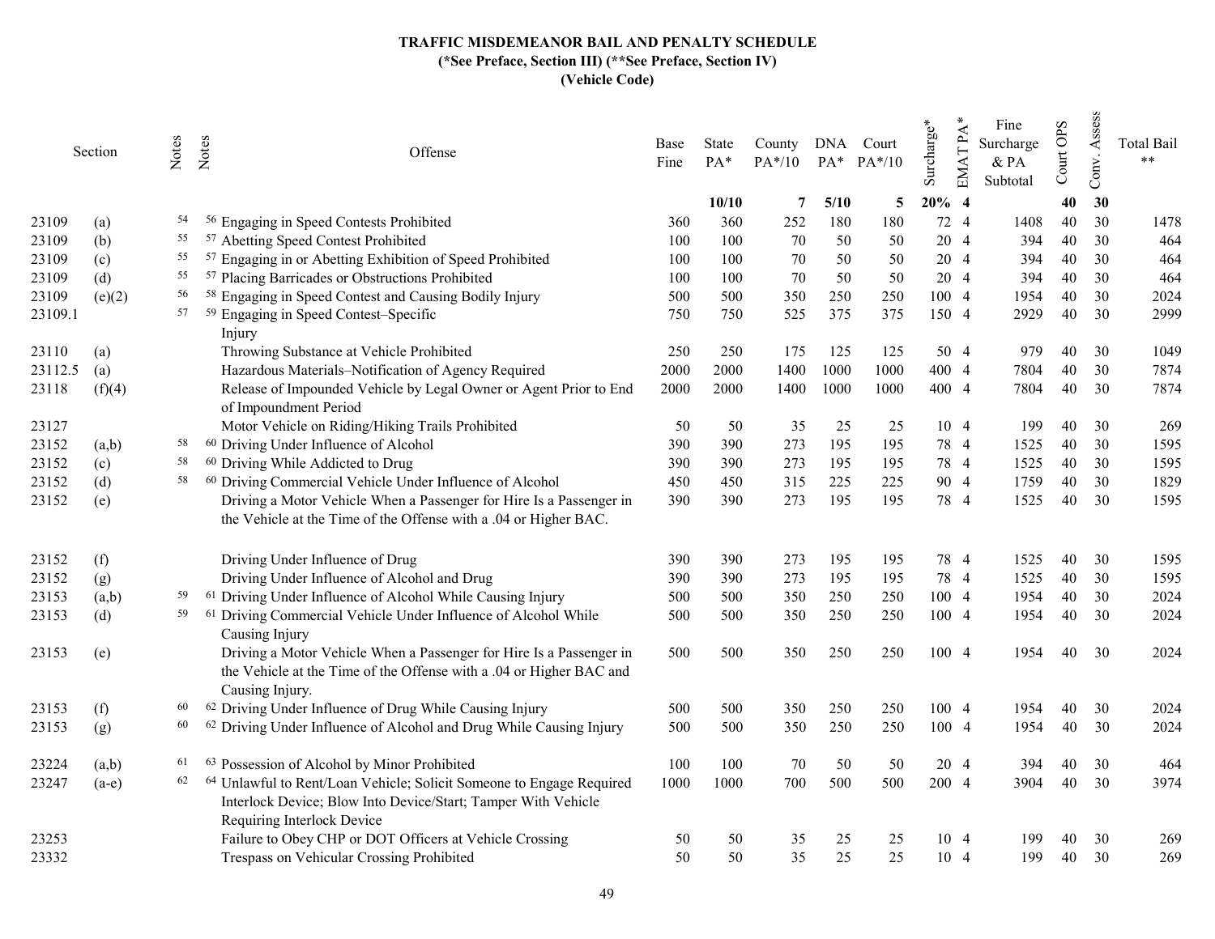**TRAFFIC MISDEMEANOR BAIL AND PENALTY SCHEDULE**
**(*See Preface, Section III) (**See Preface, Section IV)**
**(Vehicle Code)**

| Section | | Notes | Notes | Offense | Base Fine | State PA* | County PA*/10 | DNA PA* | Court PA*/10 | Surcharge* | EMAT PA* | Fine Surcharge & PA Subtotal | Court OPS | Conv. Assess | Total Bail ** |
|---|---|---|---|---|---|---|---|---|---|---|---|---|---|---|---|
| | | | | | | **10/10** | **7** | **5/10** | **5** | **20%** | **4** | | **40** | **30** | |
| 23109 | (a) | 54 | 56 | Engaging in Speed Contests Prohibited | 360 | 360 | 252 | 180 | 180 | 72 | 4 | 1408 | 40 | 30 | 1478 |
| 23109 | (b) | 55 | 57 | Abetting Speed Contest Prohibited | 100 | 100 | 70 | 50 | 50 | 20 | 4 | 394 | 40 | 30 | 464 |
| 23109 | (c) | 55 | 57 | Engaging in or Abetting Exhibition of Speed Prohibited | 100 | 100 | 70 | 50 | 50 | 20 | 4 | 394 | 40 | 30 | 464 |
| 23109 | (d) | 55 | 57 | Placing Barricades or Obstructions Prohibited | 100 | 100 | 70 | 50 | 50 | 20 | 4 | 394 | 40 | 30 | 464 |
| 23109 | (e)(2) | 56 | 58 | Engaging in Speed Contest and Causing Bodily Injury | 500 | 500 | 350 | 250 | 250 | 100 | 4 | 1954 | 40 | 30 | 2024 |
| 23109.1 | | 57 | 59 | Engaging in Speed Contest–Specific Injury | 750 | 750 | 525 | 375 | 375 | 150 | 4 | 2929 | 40 | 30 | 2999 |
| 23110 | (a) | | | Throwing Substance at Vehicle Prohibited | 250 | 250 | 175 | 125 | 125 | 50 | 4 | 979 | 40 | 30 | 1049 |
| 23112.5 | (a) | | | Hazardous Materials–Notification of Agency Required | 2000 | 2000 | 1400 | 1000 | 1000 | 400 | 4 | 7804 | 40 | 30 | 7874 |
| 23118 | (f)(4) | | | Release of Impounded Vehicle by Legal Owner or Agent Prior to End of Impoundment Period | 2000 | 2000 | 1400 | 1000 | 1000 | 400 | 4 | 7804 | 40 | 30 | 7874 |
| 23127 | | | | Motor Vehicle on Riding/Hiking Trails Prohibited | 50 | 50 | 35 | 25 | 25 | 10 | 4 | 199 | 40 | 30 | 269 |
| 23152 | (a,b) | 58 | 60 | Driving Under Influence of Alcohol | 390 | 390 | 273 | 195 | 195 | 78 | 4 | 1525 | 40 | 30 | 1595 |
| 23152 | (c) | 58 | 60 | Driving While Addicted to Drug | 390 | 390 | 273 | 195 | 195 | 78 | 4 | 1525 | 40 | 30 | 1595 |
| 23152 | (d) | 58 | 60 | Driving Commercial Vehicle Under Influence of Alcohol | 450 | 450 | 315 | 225 | 225 | 90 | 4 | 1759 | 40 | 30 | 1829 |
| 23152 | (e) | | | Driving a Motor Vehicle When a Passenger for Hire Is a Passenger in the Vehicle at the Time of the Offense with a .04 or Higher BAC. | 390 | 390 | 273 | 195 | 195 | 78 | 4 | 1525 | 40 | 30 | 1595 |
| 23152 | (f) | | | Driving Under Influence of Drug | 390 | 390 | 273 | 195 | 195 | 78 | 4 | 1525 | 40 | 30 | 1595 |
| 23152 | (g) | | | Driving Under Influence of Alcohol and Drug | 390 | 390 | 273 | 195 | 195 | 78 | 4 | 1525 | 40 | 30 | 1595 |
| 23153 | (a,b) | 59 | 61 | Driving Under Influence of Alcohol While Causing Injury | 500 | 500 | 350 | 250 | 250 | 100 | 4 | 1954 | 40 | 30 | 2024 |
| 23153 | (d) | 59 | 61 | Driving Commercial Vehicle Under Influence of Alcohol While Causing Injury | 500 | 500 | 350 | 250 | 250 | 100 | 4 | 1954 | 40 | 30 | 2024 |
| 23153 | (e) | | | Driving a Motor Vehicle When a Passenger for Hire Is a Passenger in the Vehicle at the Time of the Offense with a .04 or Higher BAC and Causing Injury. | 500 | 500 | 350 | 250 | 250 | 100 | 4 | 1954 | 40 | 30 | 2024 |
| 23153 | (f) | 60 | 62 | Driving Under Influence of Drug While Causing Injury | 500 | 500 | 350 | 250 | 250 | 100 | 4 | 1954 | 40 | 30 | 2024 |
| 23153 | (g) | 60 | 62 | Driving Under Influence of Alcohol and Drug While Causing Injury | 500 | 500 | 350 | 250 | 250 | 100 | 4 | 1954 | 40 | 30 | 2024 |
| 23224 | (a,b) | 61 | 63 | Possession of Alcohol by Minor Prohibited | 100 | 100 | 70 | 50 | 50 | 20 | 4 | 394 | 40 | 30 | 464 |
| 23247 | (a-e) | 62 | 64 | Unlawful to Rent/Loan Vehicle; Solicit Someone to Engage Required Interlock Device; Blow Into Device/Start; Tamper With Vehicle Requiring Interlock Device | 1000 | 1000 | 700 | 500 | 500 | 200 | 4 | 3904 | 40 | 30 | 3974 |
| 23253 | | | | Failure to Obey CHP or DOT Officers at Vehicle Crossing | 50 | 50 | 35 | 25 | 25 | 10 | 4 | 199 | 40 | 30 | 269 |
| 23332 | | | | Trespass on Vehicular Crossing Prohibited | 50 | 50 | 35 | 25 | 25 | 10 | 4 | 199 | 40 | 30 | 269 |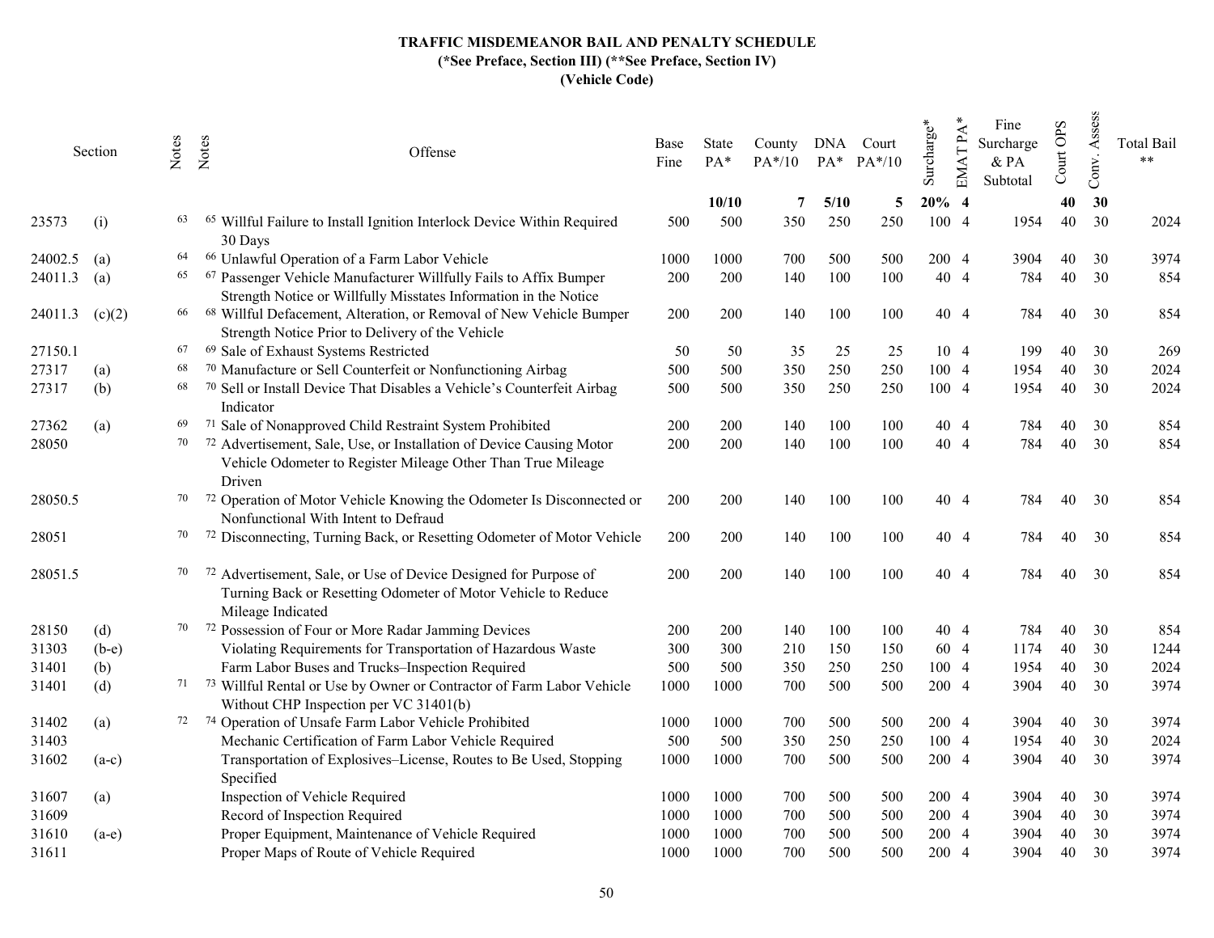**TRAFFIC MISDEMEANOR BAIL AND PENALTY SCHEDULE**
**(*See Preface, Section III) (**See Preface, Section IV)**
**(Vehicle Code)**

| Section | | Notes | Notes | Offense | Base Fine | State PA* | County PA*/10 | DNA PA* | Court PA*/10 | Surcharge* | EMAT PA* | Fine Surcharge & PA Subtotal | Court OPS | Conv. Assess | Total Bail ** |
|---|---|---|---|---|---|---|---|---|---|---|---|---|---|---|---|
| | | | | | | **10/10** | **7** | **5/10** | **5** | **20%** | **4** | | **40** | **30** | |
| 23573 | (i) | 63 | 65 | Willful Failure to Install Ignition Interlock Device Within Required 30 Days | 500 | 500 | 350 | 250 | 250 | 100 | 4 | 1954 | 40 | 30 | 2024 |
| 24002.5 | (a) | 64 | 66 | Unlawful Operation of a Farm Labor Vehicle | 1000 | 1000 | 700 | 500 | 500 | 200 | 4 | 3904 | 40 | 30 | 3974 |
| 24011.3 | (a) | 65 | 67 | Passenger Vehicle Manufacturer Willfully Fails to Affix Bumper Strength Notice or Willfully Misstates Information in the Notice | 200 | 200 | 140 | 100 | 100 | 40 | 4 | 784 | 40 | 30 | 854 |
| 24011.3 | (c)(2) | 66 | 68 | Willful Defacement, Alteration, or Removal of New Vehicle Bumper Strength Notice Prior to Delivery of the Vehicle | 200 | 200 | 140 | 100 | 100 | 40 | 4 | 784 | 40 | 30 | 854 |
| 27150.1 | | 67 | 69 | Sale of Exhaust Systems Restricted | 50 | 50 | 35 | 25 | 25 | 10 | 4 | 199 | 40 | 30 | 269 |
| 27317 | (a) | 68 | 70 | Manufacture or Sell Counterfeit or Nonfunctioning Airbag | 500 | 500 | 350 | 250 | 250 | 100 | 4 | 1954 | 40 | 30 | 2024 |
| 27317 | (b) | 68 | 70 | Sell or Install Device That Disables a Vehicle's Counterfeit Airbag Indicator | 500 | 500 | 350 | 250 | 250 | 100 | 4 | 1954 | 40 | 30 | 2024 |
| 27362 | (a) | 69 | 71 | Sale of Nonapproved Child Restraint System Prohibited | 200 | 200 | 140 | 100 | 100 | 40 | 4 | 784 | 40 | 30 | 854 |
| 28050 | | 70 | 72 | Advertisement, Sale, Use, or Installation of Device Causing Motor Vehicle Odometer to Register Mileage Other Than True Mileage Driven | 200 | 200 | 140 | 100 | 100 | 40 | 4 | 784 | 40 | 30 | 854 |
| 28050.5 | | 70 | 72 | Operation of Motor Vehicle Knowing the Odometer Is Disconnected or Nonfunctional With Intent to Defraud | 200 | 200 | 140 | 100 | 100 | 40 | 4 | 784 | 40 | 30 | 854 |
| 28051 | | 70 | 72 | Disconnecting, Turning Back, or Resetting Odometer of Motor Vehicle | 200 | 200 | 140 | 100 | 100 | 40 | 4 | 784 | 40 | 30 | 854 |
| 28051.5 | | 70 | 72 | Advertisement, Sale, or Use of Device Designed for Purpose of Turning Back or Resetting Odometer of Motor Vehicle to Reduce Mileage Indicated | 200 | 200 | 140 | 100 | 100 | 40 | 4 | 784 | 40 | 30 | 854 |
| 28150 | (d) | 70 | 72 | Possession of Four or More Radar Jamming Devices | 200 | 200 | 140 | 100 | 100 | 40 | 4 | 784 | 40 | 30 | 854 |
| 31303 | (b-e) | | | Violating Requirements for Transportation of Hazardous Waste | 300 | 300 | 210 | 150 | 150 | 60 | 4 | 1174 | 40 | 30 | 1244 |
| 31401 | (b) | | | Farm Labor Buses and Trucks–Inspection Required | 500 | 500 | 350 | 250 | 250 | 100 | 4 | 1954 | 40 | 30 | 2024 |
| 31401 | (d) | 71 | 73 | Willful Rental or Use by Owner or Contractor of Farm Labor Vehicle Without CHP Inspection per VC 31401(b) | 1000 | 1000 | 700 | 500 | 500 | 200 | 4 | 3904 | 40 | 30 | 3974 |
| 31402 | (a) | 72 | 74 | Operation of Unsafe Farm Labor Vehicle Prohibited | 1000 | 1000 | 700 | 500 | 500 | 200 | 4 | 3904 | 40 | 30 | 3974 |
| 31403 | | | | Mechanic Certification of Farm Labor Vehicle Required | 500 | 500 | 350 | 250 | 250 | 100 | 4 | 1954 | 40 | 30 | 2024 |
| 31602 | (a-c) | | | Transportation of Explosives–License, Routes to Be Used, Stopping Specified | 1000 | 1000 | 700 | 500 | 500 | 200 | 4 | 3904 | 40 | 30 | 3974 |
| 31607 | (a) | | | Inspection of Vehicle Required | 1000 | 1000 | 700 | 500 | 500 | 200 | 4 | 3904 | 40 | 30 | 3974 |
| 31609 | | | | Record of Inspection Required | 1000 | 1000 | 700 | 500 | 500 | 200 | 4 | 3904 | 40 | 30 | 3974 |
| 31610 | (a-e) | | | Proper Equipment, Maintenance of Vehicle Required | 1000 | 1000 | 700 | 500 | 500 | 200 | 4 | 3904 | 40 | 30 | 3974 |
| 31611 | | | | Proper Maps of Route of Vehicle Required | 1000 | 1000 | 700 | 500 | 500 | 200 | 4 | 3904 | 40 | 30 | 3974 |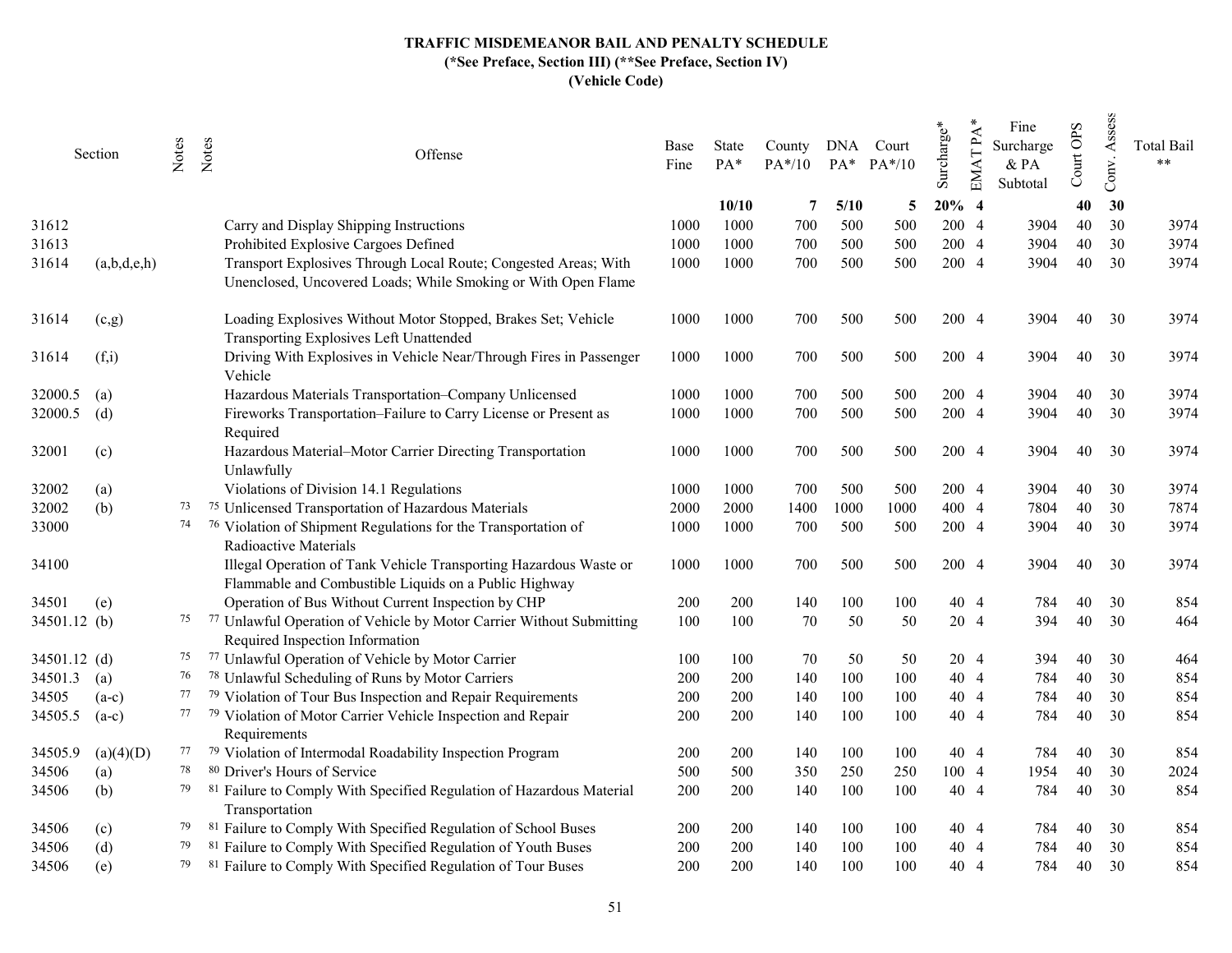**TRAFFIC MISDEMEANOR BAIL AND PENALTY SCHEDULE**
**(*See Preface, Section III) (**See Preface, Section IV)**
**(Vehicle Code)**

| Section | | Notes | Notes | Offense | Base Fine | State PA* | County PA*/10 | DNA PA* | Court PA*/10 | Surcharge* | EMAT PA* | Fine Surcharge & PA Subtotal | Court OPS | Conv. Assess | Total Bail ** |
|---|---|---|---|---|---|---|---|---|---|---|---|---|---|---|---|
| | | | | | | **10/10** | **7** | **5/10** | **5** | **20%** | **4** | | **40** | **30** | |
| 31612 | | | | Carry and Display Shipping Instructions | 1000 | 1000 | 700 | 500 | 500 | 200 | 4 | 3904 | 40 | 30 | 3974 |
| 31613 | | | | Prohibited Explosive Cargoes Defined | 1000 | 1000 | 700 | 500 | 500 | 200 | 4 | 3904 | 40 | 30 | 3974 |
| 31614 | (a,b,d,e,h) | | | Transport Explosives Through Local Route; Congested Areas; With Unenclosed, Uncovered Loads; While Smoking or With Open Flame | 1000 | 1000 | 700 | 500 | 500 | 200 | 4 | 3904 | 40 | 30 | 3974 |
| 31614 | (c,g) | | | Loading Explosives Without Motor Stopped, Brakes Set; Vehicle Transporting Explosives Left Unattended | 1000 | 1000 | 700 | 500 | 500 | 200 | 4 | 3904 | 40 | 30 | 3974 |
| 31614 | (f,i) | | | Driving With Explosives in Vehicle Near/Through Fires in Passenger Vehicle | 1000 | 1000 | 700 | 500 | 500 | 200 | 4 | 3904 | 40 | 30 | 3974 |
| 32000.5 | (a) | | | Hazardous Materials Transportation–Company Unlicensed | 1000 | 1000 | 700 | 500 | 500 | 200 | 4 | 3904 | 40 | 30 | 3974 |
| 32000.5 | (d) | | | Fireworks Transportation–Failure to Carry License or Present as Required | 1000 | 1000 | 700 | 500 | 500 | 200 | 4 | 3904 | 40 | 30 | 3974 |
| 32001 | (c) | | | Hazardous Material–Motor Carrier Directing Transportation Unlawfully | 1000 | 1000 | 700 | 500 | 500 | 200 | 4 | 3904 | 40 | 30 | 3974 |
| 32002 | (a) | | | Violations of Division 14.1 Regulations | 1000 | 1000 | 700 | 500 | 500 | 200 | 4 | 3904 | 40 | 30 | 3974 |
| 32002 | (b) | 73 | 75 | Unlicensed Transportation of Hazardous Materials | 2000 | 2000 | 1400 | 1000 | 1000 | 400 | 4 | 7804 | 40 | 30 | 7874 |
| 33000 | | 74 | 76 | Violation of Shipment Regulations for the Transportation of Radioactive Materials | 1000 | 1000 | 700 | 500 | 500 | 200 | 4 | 3904 | 40 | 30 | 3974 |
| 34100 | | | | Illegal Operation of Tank Vehicle Transporting Hazardous Waste or Flammable and Combustible Liquids on a Public Highway | 1000 | 1000 | 700 | 500 | 500 | 200 | 4 | 3904 | 40 | 30 | 3974 |
| 34501 | (e) | | | Operation of Bus Without Current Inspection by CHP | 200 | 200 | 140 | 100 | 100 | 40 | 4 | 784 | 40 | 30 | 854 |
| 34501.12 | (b) | 75 | 77 | Unlawful Operation of Vehicle by Motor Carrier Without Submitting Required Inspection Information | 100 | 100 | 70 | 50 | 50 | 20 | 4 | 394 | 40 | 30 | 464 |
| 34501.12 | (d) | 75 | 77 | Unlawful Operation of Vehicle by Motor Carrier | 100 | 100 | 70 | 50 | 50 | 20 | 4 | 394 | 40 | 30 | 464 |
| 34501.3 | (a) | 76 | 78 | Unlawful Scheduling of Runs by Motor Carriers | 200 | 200 | 140 | 100 | 100 | 40 | 4 | 784 | 40 | 30 | 854 |
| 34505 | (a-c) | 77 | 79 | Violation of Tour Bus Inspection and Repair Requirements | 200 | 200 | 140 | 100 | 100 | 40 | 4 | 784 | 40 | 30 | 854 |
| 34505.5 | (a-c) | 77 | 79 | Violation of Motor Carrier Vehicle Inspection and Repair Requirements | 200 | 200 | 140 | 100 | 100 | 40 | 4 | 784 | 40 | 30 | 854 |
| 34505.9 | (a)(4)(D) | 77 | 79 | Violation of Intermodal Roadability Inspection Program | 200 | 200 | 140 | 100 | 100 | 40 | 4 | 784 | 40 | 30 | 854 |
| 34506 | (a) | 78 | 80 | Driver's Hours of Service | 500 | 500 | 350 | 250 | 250 | 100 | 4 | 1954 | 40 | 30 | 2024 |
| 34506 | (b) | 79 | 81 | Failure to Comply With Specified Regulation of Hazardous Material Transportation | 200 | 200 | 140 | 100 | 100 | 40 | 4 | 784 | 40 | 30 | 854 |
| 34506 | (c) | 79 | 81 | Failure to Comply With Specified Regulation of School Buses | 200 | 200 | 140 | 100 | 100 | 40 | 4 | 784 | 40 | 30 | 854 |
| 34506 | (d) | 79 | 81 | Failure to Comply With Specified Regulation of Youth Buses | 200 | 200 | 140 | 100 | 100 | 40 | 4 | 784 | 40 | 30 | 854 |
| 34506 | (e) | 79 | 81 | Failure to Comply With Specified Regulation of Tour Buses | 200 | 200 | 140 | 100 | 100 | 40 | 4 | 784 | 40 | 30 | 854 |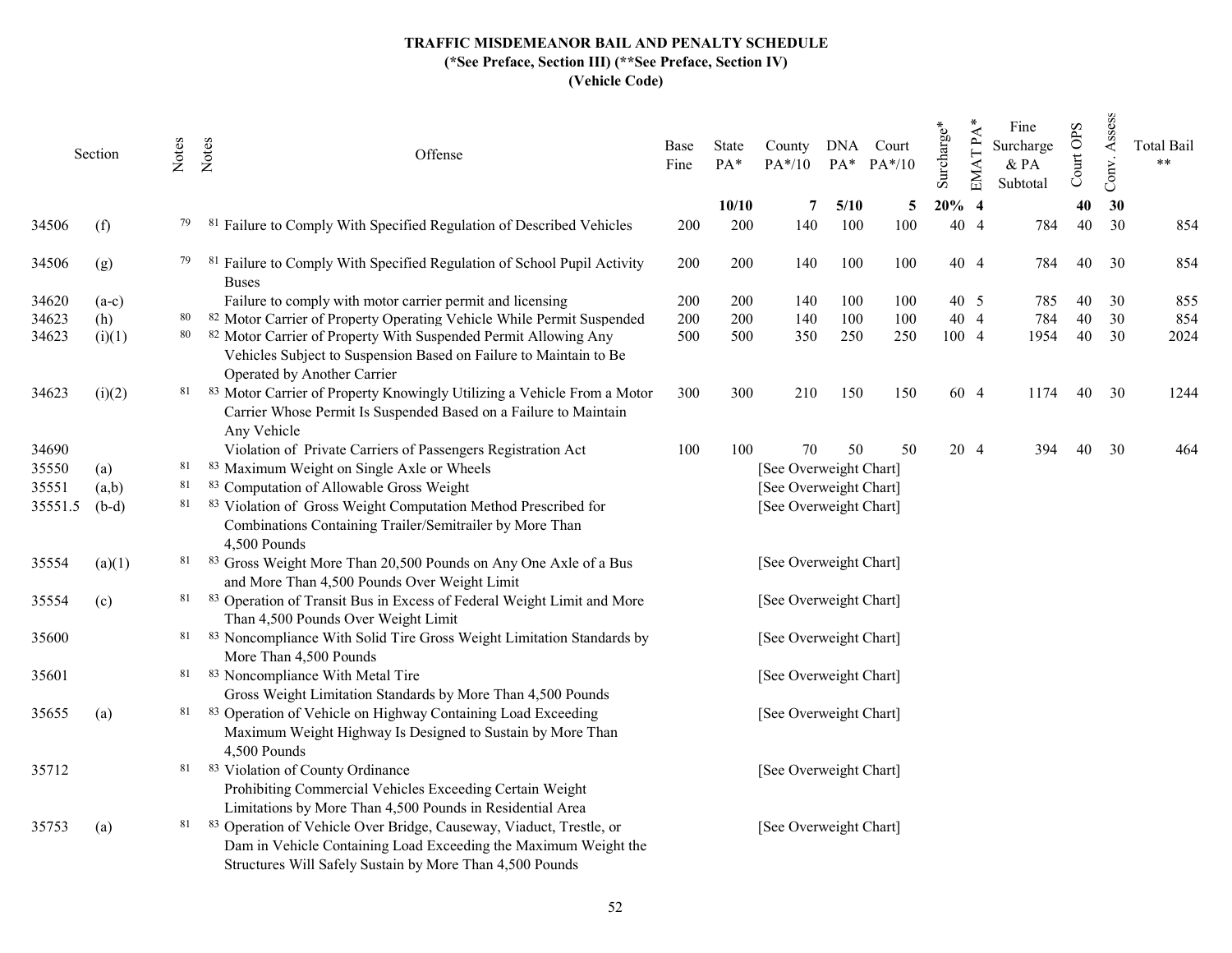**TRAFFIC MISDEMEANOR BAIL AND PENALTY SCHEDULE**
**(*See Preface, Section III) (**See Preface, Section IV)**
**(Vehicle Code)**

| Section | | Notes | Notes | Offense | Base Fine | State PA* | County PA*/10 | DNA PA* | Court PA*/10 | Surcharge* | EMAT PA* | Fine Surcharge & PA Subtotal | Court OPS | Conv. Assess | Total Bail ** |
|---|---|---|---|---|---|---|---|---|---|---|---|---|---|---|---|
| | | | | | | **10/10** | **7** | **5/10** | **5** | **20%** | **4** | | **40** | **30** | |
| 34506 | (f) | 79 | 81 | Failure to Comply With Specified Regulation of Described Vehicles | 200 | 200 | 140 | 100 | 100 | 40 | 4 | 784 | 40 | 30 | 854 |
| 34506 | (g) | 79 | 81 | Failure to Comply With Specified Regulation of School Pupil Activity Buses | 200 | 200 | 140 | 100 | 100 | 40 | 4 | 784 | 40 | 30 | 854 |
| 34620 | (a-c) | | | Failure to comply with motor carrier permit and licensing | 200 | 200 | 140 | 100 | 100 | 40 | 5 | 785 | 40 | 30 | 855 |
| 34623 | (h) | 80 | 82 | Motor Carrier of Property Operating Vehicle While Permit Suspended | 200 | 200 | 140 | 100 | 100 | 40 | 4 | 784 | 40 | 30 | 854 |
| 34623 | (i)(1) | 80 | 82 | Motor Carrier of Property With Suspended Permit Allowing Any Vehicles Subject to Suspension Based on Failure to Maintain to Be Operated by Another Carrier | 500 | 500 | 350 | 250 | 250 | 100 | 4 | 1954 | 40 | 30 | 2024 |
| 34623 | (i)(2) | 81 | 83 | Motor Carrier of Property Knowingly Utilizing a Vehicle From a Motor Carrier Whose Permit Is Suspended Based on a Failure to Maintain Any Vehicle | 300 | 300 | 210 | 150 | 150 | 60 | 4 | 1174 | 40 | 30 | 1244 |
| 34690 | | | | Violation of Private Carriers of Passengers Registration Act | 100 | 100 | 70 | 50 | 50 | 20 | 4 | 394 | 40 | 30 | 464 |
| 35550 | (a) | 81 | 83 | Maximum Weight on Single Axle or Wheels | | | [See Overweight Chart] | | | | | | | | |
| 35551 | (a,b) | 81 | 83 | Computation of Allowable Gross Weight | | | [See Overweight Chart] | | | | | | | | |
| 35551.5 | (b-d) | 81 | 83 | Violation of Gross Weight Computation Method Prescribed for Combinations Containing Trailer/Semitrailer by More Than 4,500 Pounds | | | [See Overweight Chart] | | | | | | | | |
| 35554 | (a)(1) | 81 | 83 | Gross Weight More Than 20,500 Pounds on Any One Axle of a Bus and More Than 4,500 Pounds Over Weight Limit | | | [See Overweight Chart] | | | | | | | | |
| 35554 | (c) | 81 | 83 | Operation of Transit Bus in Excess of Federal Weight Limit and More Than 4,500 Pounds Over Weight Limit | | | [See Overweight Chart] | | | | | | | | |
| 35600 | | 81 | 83 | Noncompliance With Solid Tire Gross Weight Limitation Standards by More Than 4,500 Pounds | | | [See Overweight Chart] | | | | | | | | |
| 35601 | | 81 | 83 | Noncompliance With Metal Tire Gross Weight Limitation Standards by More Than 4,500 Pounds | | | [See Overweight Chart] | | | | | | | | |
| 35655 | (a) | 81 | 83 | Operation of Vehicle on Highway Containing Load Exceeding Maximum Weight Highway Is Designed to Sustain by More Than 4,500 Pounds | | | [See Overweight Chart] | | | | | | | | |
| 35712 | | 81 | 83 | Violation of County Ordinance Prohibiting Commercial Vehicles Exceeding Certain Weight Limitations by More Than 4,500 Pounds in Residential Area | | | [See Overweight Chart] | | | | | | | | |
| 35753 | (a) | 81 | 83 | Operation of Vehicle Over Bridge, Causeway, Viaduct, Trestle, or Dam in Vehicle Containing Load Exceeding the Maximum Weight the Structures Will Safely Sustain by More Than 4,500 Pounds | | | [See Overweight Chart] | | | | | | | | |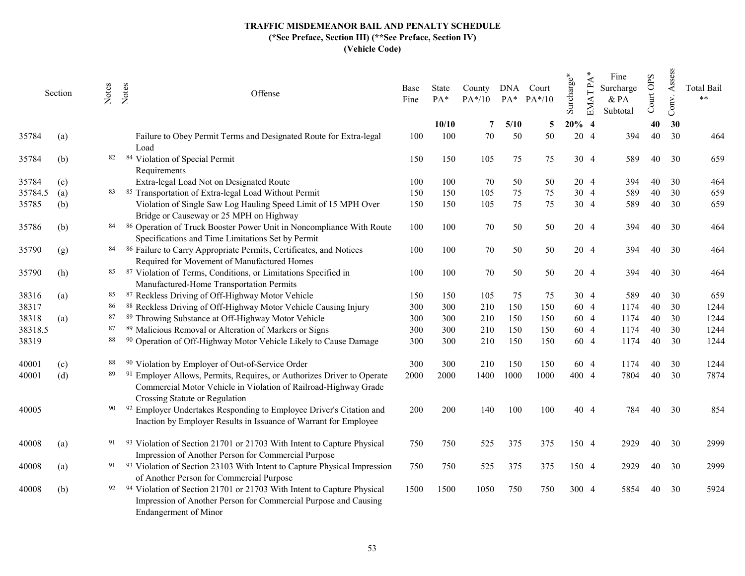# TRAFFIC MISDEMEANOR BAIL AND PENALTY SCHEDULE

**(*See Preface, Section III) (**See Preface, Section IV)**

**(Vehicle Code)**

| Section | | Notes | Notes | Offense | Base Fine | State PA* | County PA*/10 | DNA PA* | Court PA*/10 | Surcharge* | EMAT PA* | Fine Surcharge & PA Subtotal | Court OPS | Conv. Assess | Total Bail ** |
|---|---|---|---|---|---|---|---|---|---|---|---|---|---|---|---|
| | | | | | | **10/10** | **7** | **5/10** | **5** | **20%** | **4** | | **40** | **30** | |
| 35784 | (a) | | | Failure to Obey Permit Terms and Designated Route for Extra-legal Load | 100 | 100 | 70 | 50 | 50 | 20 | 4 | 394 | 40 | 30 | 464 |
| 35784 | (b) | 82 | 84 | Violation of Special Permit Requirements | 150 | 150 | 105 | 75 | 75 | 30 | 4 | 589 | 40 | 30 | 659 |
| 35784 | (c) | | | Extra-legal Load Not on Designated Route | 100 | 100 | 70 | 50 | 50 | 20 | 4 | 394 | 40 | 30 | 464 |
| 35784.5 | (a) | 83 | 85 | Transportation of Extra-legal Load Without Permit | 150 | 150 | 105 | 75 | 75 | 30 | 4 | 589 | 40 | 30 | 659 |
| 35785 | (b) | | | Violation of Single Saw Log Hauling Speed Limit of 15 MPH Over Bridge or Causeway or 25 MPH on Highway | 150 | 150 | 105 | 75 | 75 | 30 | 4 | 589 | 40 | 30 | 659 |
| 35786 | (b) | 84 | 86 | Operation of Truck Booster Power Unit in Noncompliance With Route Specifications and Time Limitations Set by Permit | 100 | 100 | 70 | 50 | 50 | 20 | 4 | 394 | 40 | 30 | 464 |
| 35790 | (g) | 84 | 86 | Failure to Carry Appropriate Permits, Certificates, and Notices Required for Movement of Manufactured Homes | 100 | 100 | 70 | 50 | 50 | 20 | 4 | 394 | 40 | 30 | 464 |
| 35790 | (h) | 85 | 87 | Violation of Terms, Conditions, or Limitations Specified in Manufactured-Home Transportation Permits | 100 | 100 | 70 | 50 | 50 | 20 | 4 | 394 | 40 | 30 | 464 |
| 38316 | (a) | 85 | 87 | Reckless Driving of Off-Highway Motor Vehicle | 150 | 150 | 105 | 75 | 75 | 30 | 4 | 589 | 40 | 30 | 659 |
| 38317 | | 86 | 88 | Reckless Driving of Off-Highway Motor Vehicle Causing Injury | 300 | 300 | 210 | 150 | 150 | 60 | 4 | 1174 | 40 | 30 | 1244 |
| 38318 | (a) | 87 | 89 | Throwing Substance at Off-Highway Motor Vehicle | 300 | 300 | 210 | 150 | 150 | 60 | 4 | 1174 | 40 | 30 | 1244 |
| 38318.5 | | 87 | 89 | Malicious Removal or Alteration of Markers or Signs | 300 | 300 | 210 | 150 | 150 | 60 | 4 | 1174 | 40 | 30 | 1244 |
| 38319 | | 88 | 90 | Operation of Off-Highway Motor Vehicle Likely to Cause Damage | 300 | 300 | 210 | 150 | 150 | 60 | 4 | 1174 | 40 | 30 | 1244 |
| 40001 | (c) | 88 | 90 | Violation by Employer of Out-of-Service Order | 300 | 300 | 210 | 150 | 150 | 60 | 4 | 1174 | 40 | 30 | 1244 |
| 40001 | (d) | 89 | 91 | Employer Allows, Permits, Requires, or Authorizes Driver to Operate Commercial Motor Vehicle in Violation of Railroad-Highway Grade Crossing Statute or Regulation | 2000 | 2000 | 1400 | 1000 | 1000 | 400 | 4 | 7804 | 40 | 30 | 7874 |
| 40005 | | 90 | 92 | Employer Undertakes Responding to Employee Driver's Citation and Inaction by Employer Results in Issuance of Warrant for Employee | 200 | 200 | 140 | 100 | 100 | 40 | 4 | 784 | 40 | 30 | 854 |
| 40008 | (a) | 91 | 93 | Violation of Section 21701 or 21703 With Intent to Capture Physical Impression of Another Person for Commercial Purpose | 750 | 750 | 525 | 375 | 375 | 150 | 4 | 2929 | 40 | 30 | 2999 |
| 40008 | (a) | 91 | 93 | Violation of Section 23103 With Intent to Capture Physical Impression of Another Person for Commercial Purpose | 750 | 750 | 525 | 375 | 375 | 150 | 4 | 2929 | 40 | 30 | 2999 |
| 40008 | (b) | 92 | 94 | Violation of Section 21701 or 21703 With Intent to Capture Physical Impression of Another Person for Commercial Purpose and Causing Endangerment of Minor | 1500 | 1500 | 1050 | 750 | 750 | 300 | 4 | 5854 | 40 | 30 | 5924 |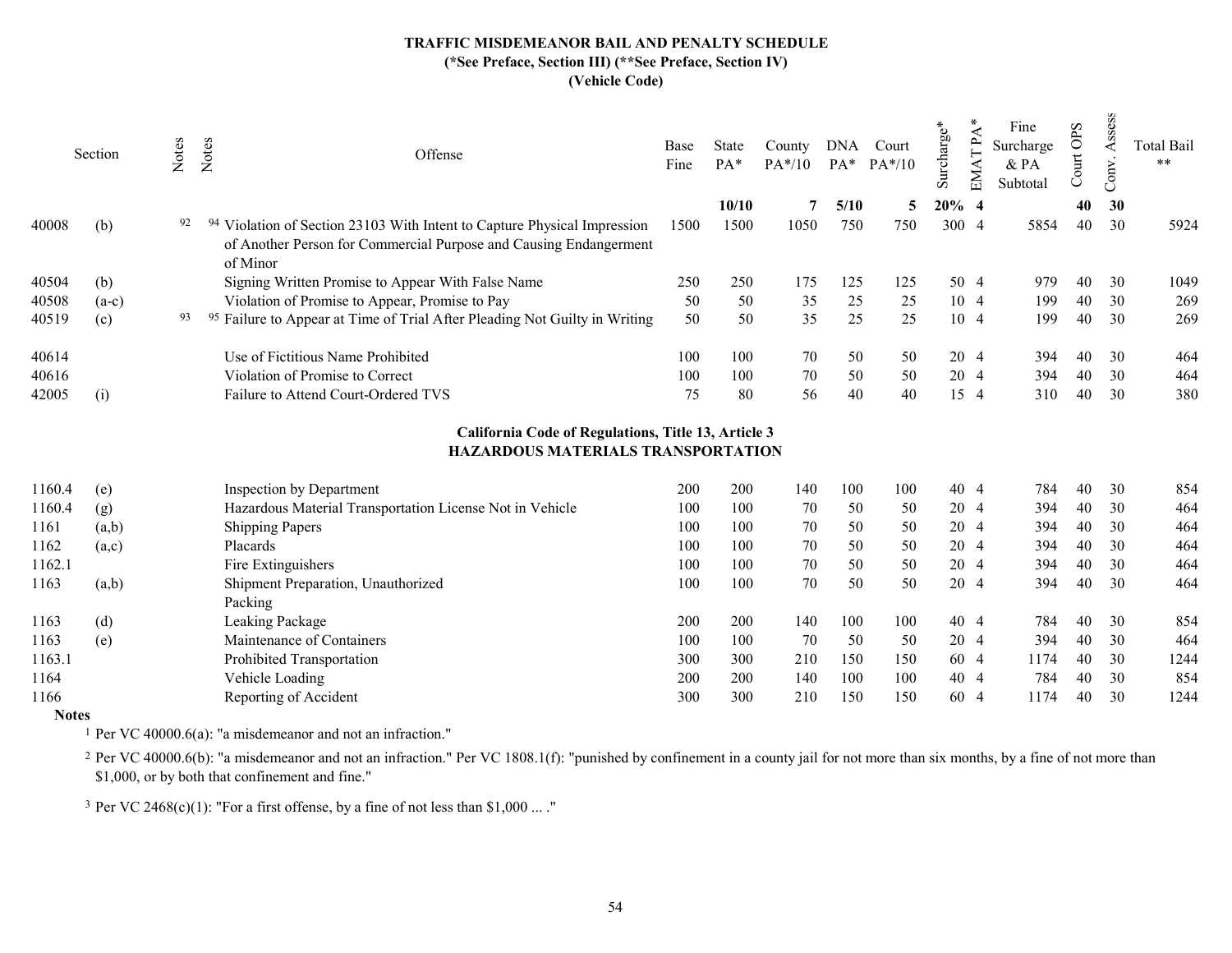# TRAFFIC MISDEMEANOR BAIL AND PENALTY SCHEDULE
**(*See Preface, Section III) (**See Preface, Section IV)**
**(Vehicle Code)**

| Section | | Notes | Notes | Offense | Base Fine | State PA* | County PA*/10 | DNA PA* | Court PA*/10 | Surcharge* | EMAT PA* | Fine Surcharge & PA Subtotal | Court OPS | Conv. Assess | Total Bail ** |
|---|---|---|---|---|---|---|---|---|---|---|---|---|---|---|---|
| | | | | | | **10/10** | **7** | **5/10** | **5** | **20%** | **4** | | **40** | **30** | |
| 40008 | (b) | 92 | 94 | Violation of Section 23103 With Intent to Capture Physical Impression of Another Person for Commercial Purpose and Causing Endangerment of Minor | 1500 | 1500 | 1050 | 750 | 750 | 300 | 4 | 5854 | 40 | 30 | 5924 |
| 40504 | (b) | | | Signing Written Promise to Appear With False Name | 250 | 250 | 175 | 125 | 125 | 50 | 4 | 979 | 40 | 30 | 1049 |
| 40508 | (a-c) | | | Violation of Promise to Appear, Promise to Pay | 50 | 50 | 35 | 25 | 25 | 10 | 4 | 199 | 40 | 30 | 269 |
| 40519 | (c) | 93 | 95 | Failure to Appear at Time of Trial After Pleading Not Guilty in Writing | 50 | 50 | 35 | 25 | 25 | 10 | 4 | 199 | 40 | 30 | 269 |
| 40614 | | | | Use of Fictitious Name Prohibited | 100 | 100 | 70 | 50 | 50 | 20 | 4 | 394 | 40 | 30 | 464 |
| 40616 | | | | Violation of Promise to Correct | 100 | 100 | 70 | 50 | 50 | 20 | 4 | 394 | 40 | 30 | 464 |
| 42005 | (i) | | | Failure to Attend Court-Ordered TVS | 75 | 80 | 56 | 40 | 40 | 15 | 4 | 310 | 40 | 30 | 380 |

## California Code of Regulations, Title 13, Article 3
## HAZARDOUS MATERIALS TRANSPORTATION

| Section | | Notes | Notes | Offense | Base Fine | State PA* | County PA*/10 | DNA PA* | Court PA*/10 | Surcharge* | EMAT PA* | Fine Surcharge & PA Subtotal | Court OPS | Conv. Assess | Total Bail ** |
|---|---|---|---|---|---|---|---|---|---|---|---|---|---|---|---|
| 1160.4 | (e) | | | Inspection by Department | 200 | 200 | 140 | 100 | 100 | 40 | 4 | 784 | 40 | 30 | 854 |
| 1160.4 | (g) | | | Hazardous Material Transportation License Not in Vehicle | 100 | 100 | 70 | 50 | 50 | 20 | 4 | 394 | 40 | 30 | 464 |
| 1161 | (a,b) | | | Shipping Papers | 100 | 100 | 70 | 50 | 50 | 20 | 4 | 394 | 40 | 30 | 464 |
| 1162 | (a,c) | | | Placards | 100 | 100 | 70 | 50 | 50 | 20 | 4 | 394 | 40 | 30 | 464 |
| 1162.1 | | | | Fire Extinguishers | 100 | 100 | 70 | 50 | 50 | 20 | 4 | 394 | 40 | 30 | 464 |
| 1163 | (a,b) | | | Shipment Preparation, Unauthorized Packing | 100 | 100 | 70 | 50 | 50 | 20 | 4 | 394 | 40 | 30 | 464 |
| 1163 | (d) | | | Leaking Package | 200 | 200 | 140 | 100 | 100 | 40 | 4 | 784 | 40 | 30 | 854 |
| 1163 | (e) | | | Maintenance of Containers | 100 | 100 | 70 | 50 | 50 | 20 | 4 | 394 | 40 | 30 | 464 |
| 1163.1 | | | | Prohibited Transportation | 300 | 300 | 210 | 150 | 150 | 60 | 4 | 1174 | 40 | 30 | 1244 |
| 1164 | | | | Vehicle Loading | 200 | 200 | 140 | 100 | 100 | 40 | 4 | 784 | 40 | 30 | 854 |
| 1166 | | | | Reporting of Accident | 300 | 300 | 210 | 150 | 150 | 60 | 4 | 1174 | 40 | 30 | 1244 |

**Notes**

[1] Per VC 40000.6(a): "a misdemeanor and not an infraction."

[2] Per VC 40000.6(b): "a misdemeanor and not an infraction." Per VC 1808.1(f): "punished by confinement in a county jail for not more than six months, by a fine of not more than $1,000, or by both that confinement and fine."

[3] Per VC 2468(c)(1): "For a first offense, by a fine of not less than $1,000 ... ."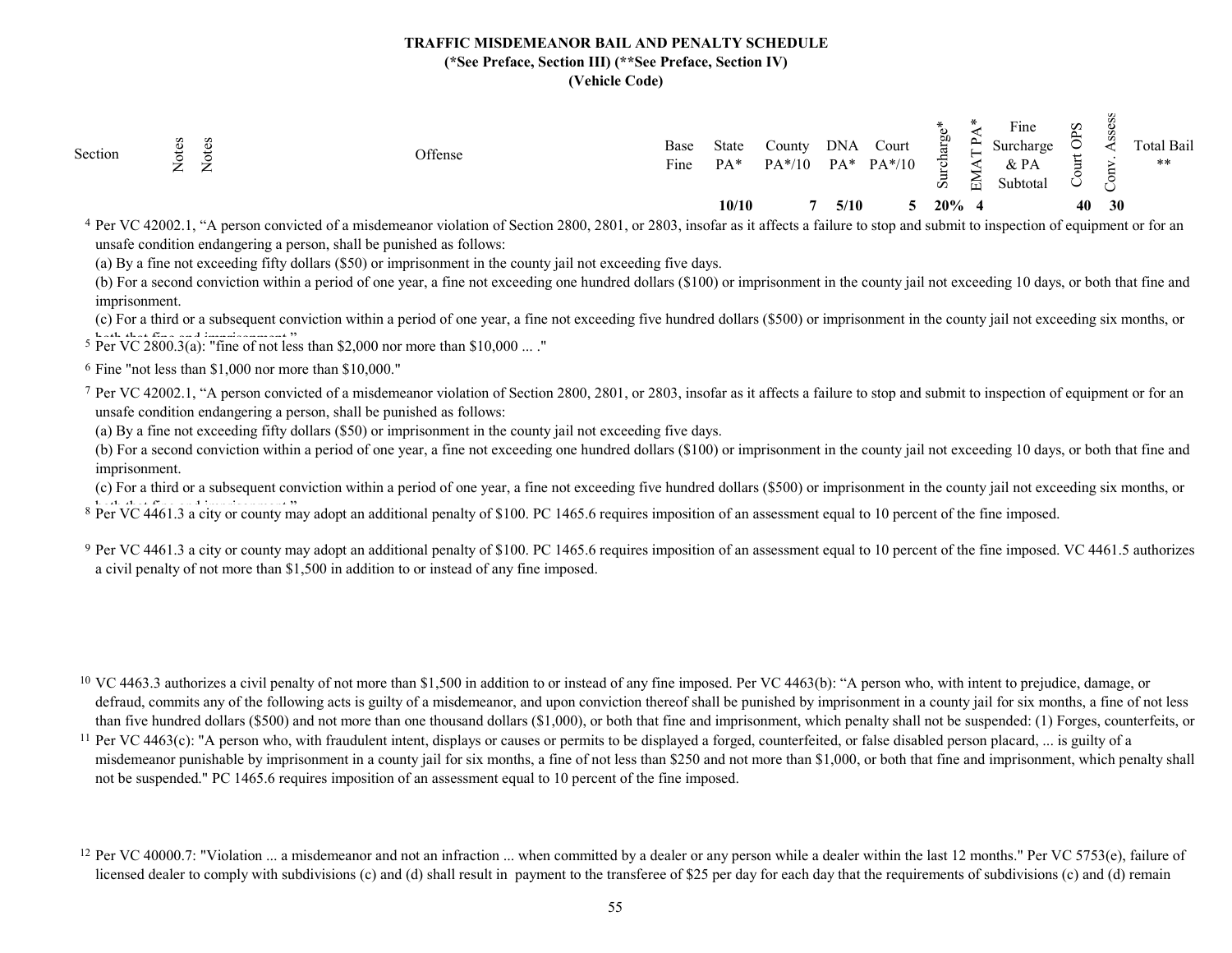# TRAFFIC MISDEMEANOR BAIL AND PENALTY SCHEDULE

**(*See Preface, Section III) (**See Preface, Section IV)**

**(Vehicle Code)**

| Section | Notes | Notes | Offense | Base Fine | State PA* | County PA*/10 | DNA PA* | Court PA*/10 | Surcharge* | EMAT PA* | Fine Surcharge & PA Subtotal | Court OPS | Conv. Assess | Total Bail ** |
|---|---|---|---|---|---|---|---|---|---|---|---|---|---|---|
| | | | | | 10/10 | 7 | 5/10 | 5 | 20% | 4 | | 40 | 30 | |

[4] Per VC 42002.1, "A person convicted of a misdemeanor violation of Section 2800, 2801, or 2803, insofar as it affects a failure to stop and submit to inspection of equipment or for an unsafe condition endangering a person, shall be punished as follows:
(a) By a fine not exceeding fifty dollars ($50) or imprisonment in the county jail not exceeding five days.
(b) For a second conviction within a period of one year, a fine not exceeding one hundred dollars ($100) or imprisonment in the county jail not exceeding 10 days, or both that fine and imprisonment.
(c) For a third or a subsequent conviction within a period of one year, a fine not exceeding five hundred dollars ($500) or imprisonment in the county jail not exceeding six months, or both that fine and imprisonment."

[5] Per VC 2800.3(a): "fine of not less than $2,000 nor more than $10,000 ... ."

[6] Fine "not less than $1,000 nor more than $10,000."

[7] Per VC 42002.1, "A person convicted of a misdemeanor violation of Section 2800, 2801, or 2803, insofar as it affects a failure to stop and submit to inspection of equipment or for an unsafe condition endangering a person, shall be punished as follows:
(a) By a fine not exceeding fifty dollars ($50) or imprisonment in the county jail not exceeding five days.
(b) For a second conviction within a period of one year, a fine not exceeding one hundred dollars ($100) or imprisonment in the county jail not exceeding 10 days, or both that fine and imprisonment.
(c) For a third or a subsequent conviction within a period of one year, a fine not exceeding five hundred dollars ($500) or imprisonment in the county jail not exceeding six months, or both that fine and imprisonment."

[8] Per VC 4461.3 a city or county may adopt an additional penalty of $100. PC 1465.6 requires imposition of an assessment equal to 10 percent of the fine imposed.

[9] Per VC 4461.3 a city or county may adopt an additional penalty of $100. PC 1465.6 requires imposition of an assessment equal to 10 percent of the fine imposed. VC 4461.5 authorizes a civil penalty of not more than $1,500 in addition to or instead of any fine imposed.

[10] VC 4463.3 authorizes a civil penalty of not more than $1,500 in addition to or instead of any fine imposed. Per VC 4463(b): "A person who, with intent to prejudice, damage, or defraud, commits any of the following acts is guilty of a misdemeanor, and upon conviction thereof shall be punished by imprisonment in a county jail for six months, a fine of not less than five hundred dollars ($500) and not more than one thousand dollars ($1,000), or both that fine and imprisonment, which penalty shall not be suspended: (1) Forges, counterfeits, or

[11] Per VC 4463(c): "A person who, with fraudulent intent, displays or causes or permits to be displayed a forged, counterfeited, or false disabled person placard, ... is guilty of a misdemeanor punishable by imprisonment in a county jail for six months, a fine of not less than $250 and not more than $1,000, or both that fine and imprisonment, which penalty shall not be suspended." PC 1465.6 requires imposition of an assessment equal to 10 percent of the fine imposed.

[12] Per VC 40000.7: "Violation ... a misdemeanor and not an infraction ... when committed by a dealer or any person while a dealer within the last 12 months." Per VC 5753(e), failure of licensed dealer to comply with subdivisions (c) and (d) shall result in payment to the transferee of $25 per day for each day that the requirements of subdivisions (c) and (d) remain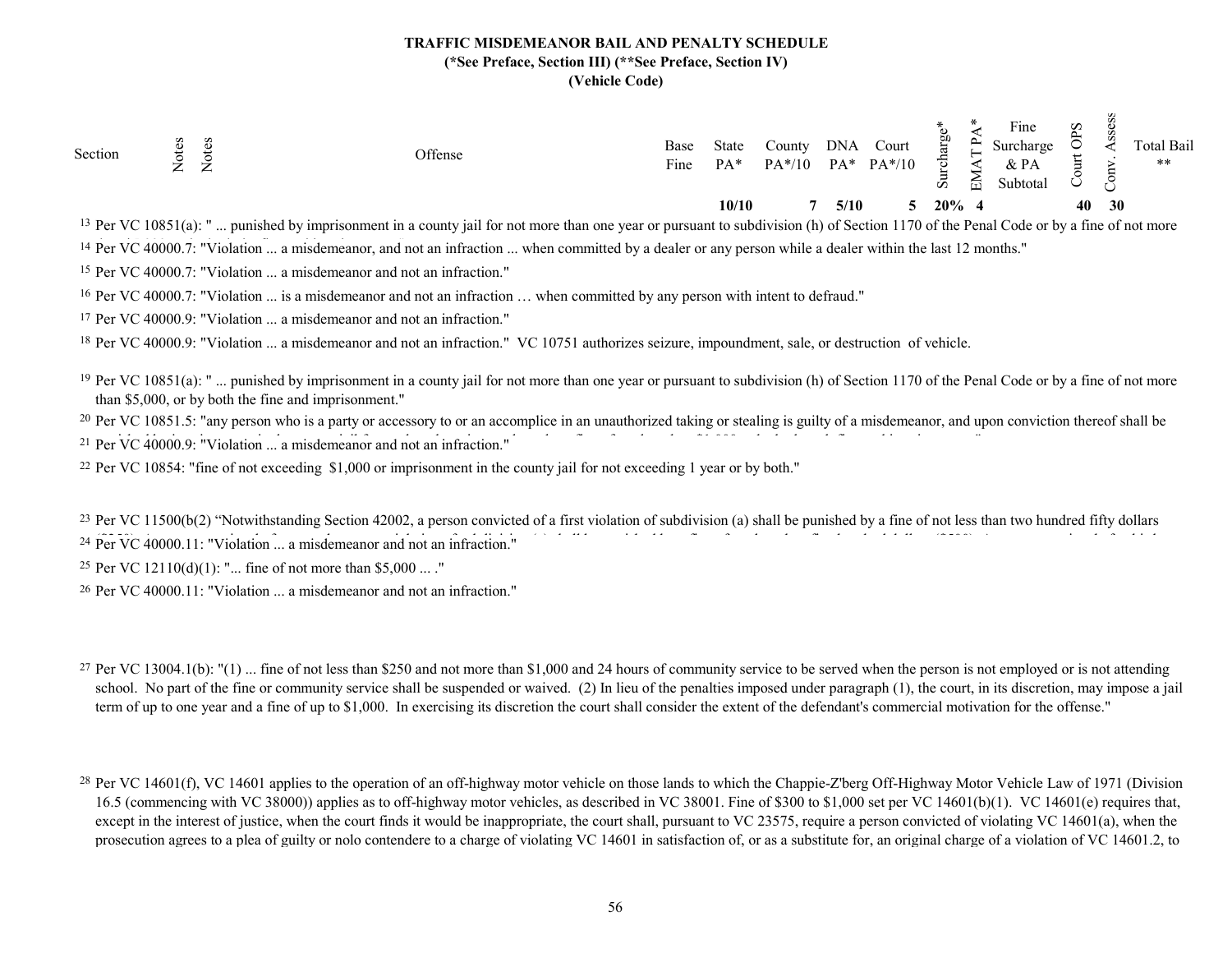**TRAFFIC MISDEMEANOR BAIL AND PENALTY SCHEDULE**
**(*See Preface, Section III) (**See Preface, Section IV)**
**(Vehicle Code)**

| Section | Notes | Notes | Offense | Base Fine | State PA* | County PA*/10 | DNA PA* | Court PA*/10 | Surcharge* | EMAT PA* | Fine Surcharge & PA Subtotal | Court OPS | Conv. Assess | Total Bail ** |
|---|---|---|---|---|---|---|---|---|---|---|---|---|---|---|
| | | | | | **10/10** | **7** | **5/10** | **5** | **20%** | **4** | | **40** | **30** | |

[13] Per VC 10851(a): " ... punished by imprisonment in a county jail for not more than one year or pursuant to subdivision (h) of Section 1170 of the Penal Code or by a fine of not more

[14] Per VC 40000.7: "Violation ... a misdemeanor, and not an infraction ... when committed by a dealer or any person while a dealer within the last 12 months."

[15] Per VC 40000.7: "Violation ... a misdemeanor and not an infraction."

[16] Per VC 40000.7: "Violation ... is a misdemeanor and not an infraction … when committed by any person with intent to defraud."

[17] Per VC 40000.9: "Violation ... a misdemeanor and not an infraction."

[18] Per VC 40000.9: "Violation ... a misdemeanor and not an infraction." VC 10751 authorizes seizure, impoundment, sale, or destruction of vehicle.

[19] Per VC 10851(a): " ... punished by imprisonment in a county jail for not more than one year or pursuant to subdivision (h) of Section 1170 of the Penal Code or by a fine of not more than $5,000, or by both the fine and imprisonment."

[20] Per VC 10851.5: "any person who is a party or accessory to or an accomplice in an unauthorized taking or stealing is guilty of a misdemeanor, and upon conviction thereof shall be

[21] Per VC 40000.9: "Violation ... a misdemeanor and not an infraction."

[22] Per VC 10854: "fine of not exceeding $1,000 or imprisonment in the county jail for not exceeding 1 year or by both."

[23] Per VC 11500(b(2) "Notwithstanding Section 42002, a person convicted of a first violation of subdivision (a) shall be punished by a fine of not less than two hundred fifty dollars

[24] Per VC 40000.11: "Violation ... a misdemeanor and not an infraction."

[25] Per VC 12110(d)(1): "... fine of not more than $5,000 ... ."

[26] Per VC 40000.11: "Violation ... a misdemeanor and not an infraction."

[27] Per VC 13004.1(b): "(1) ... fine of not less than $250 and not more than $1,000 and 24 hours of community service to be served when the person is not employed or is not attending school. No part of the fine or community service shall be suspended or waived. (2) In lieu of the penalties imposed under paragraph (1), the court, in its discretion, may impose a jail term of up to one year and a fine of up to $1,000. In exercising its discretion the court shall consider the extent of the defendant's commercial motivation for the offense."

[28] Per VC 14601(f), VC 14601 applies to the operation of an off-highway motor vehicle on those lands to which the Chappie-Z'berg Off-Highway Motor Vehicle Law of 1971 (Division 16.5 (commencing with VC 38000)) applies as to off-highway motor vehicles, as described in VC 38001. Fine of $300 to $1,000 set per VC 14601(b)(1). VC 14601(e) requires that, except in the interest of justice, when the court finds it would be inappropriate, the court shall, pursuant to VC 23575, require a person convicted of violating VC 14601(a), when the prosecution agrees to a plea of guilty or nolo contendere to a charge of violating VC 14601 in satisfaction of, or as a substitute for, an original charge of a violation of VC 14601.2, to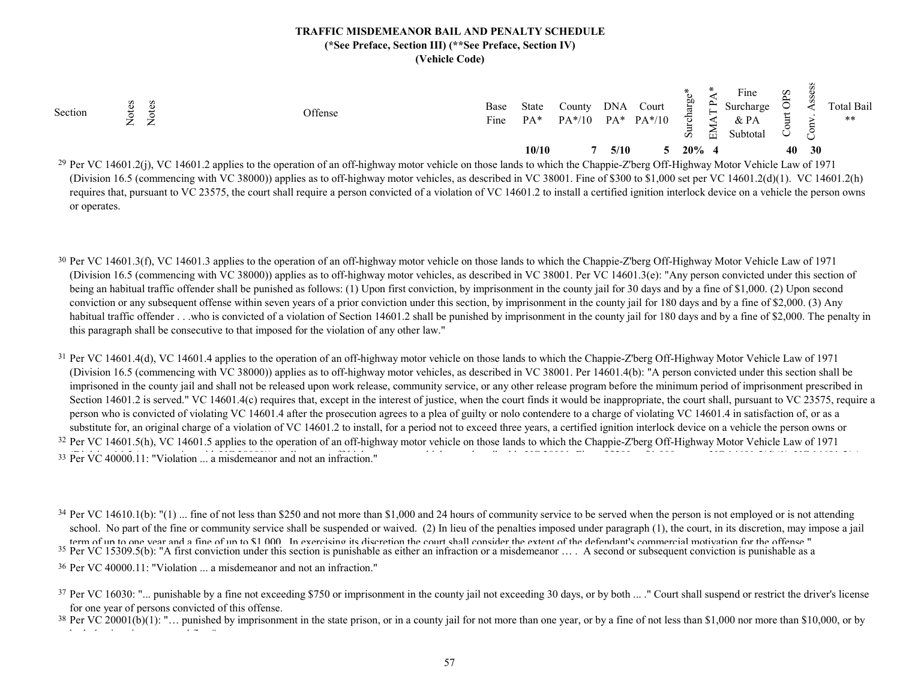**TRAFFIC MISDEMEANOR BAIL AND PENALTY SCHEDULE**
**(*See Preface, Section III) (**See Preface, Section IV)**
**(Vehicle Code)**

| Section | Notes | Notes | Offense | Base Fine | State PA* | County PA*/10 | DNA PA* | Court PA*/10 | Surcharge* | EMAT PA* | Fine Surcharge & PA Subtotal | Court OPS | Conv. Assess | Total Bail ** |
|---|---|---|---|---|---|---|---|---|---|---|---|---|---|---|
| | | | | | 10/10 | 7 | 5/10 | 5 | 20% | 4 | | 40 | 30 | |

[29] Per VC 14601.2(j), VC 14601.2 applies to the operation of an off-highway motor vehicle on those lands to which the Chappie-Z'berg Off-Highway Motor Vehicle Law of 1971 (Division 16.5 (commencing with VC 38000)) applies as to off-highway motor vehicles, as described in VC 38001. Fine of $300 to $1,000 set per VC 14601.2(d)(1). VC 14601.2(h) requires that, pursuant to VC 23575, the court shall require a person convicted of a violation of VC 14601.2 to install a certified ignition interlock device on a vehicle the person owns or operates.

[30] Per VC 14601.3(f), VC 14601.3 applies to the operation of an off-highway motor vehicle on those lands to which the Chappie-Z'berg Off-Highway Motor Vehicle Law of 1971 (Division 16.5 (commencing with VC 38000)) applies as to off-highway motor vehicles, as described in VC 38001. Per VC 14601.3(e): "Any person convicted under this section of being an habitual traffic offender shall be punished as follows: (1) Upon first conviction, by imprisonment in the county jail for 30 days and by a fine of $1,000. (2) Upon second conviction or any subsequent offense within seven years of a prior conviction under this section, by imprisonment in the county jail for 180 days and by a fine of $2,000. (3) Any habitual traffic offender . . .who is convicted of a violation of Section 14601.2 shall be punished by imprisonment in the county jail for 180 days and by a fine of $2,000. The penalty in this paragraph shall be consecutive to that imposed for the violation of any other law."

[31] Per VC 14601.4(d), VC 14601.4 applies to the operation of an off-highway motor vehicle on those lands to which the Chappie-Z'berg Off-Highway Motor Vehicle Law of 1971 (Division 16.5 (commencing with VC 38000)) applies as to off-highway motor vehicles, as described in VC 38001. Per 14601.4(b): "A person convicted under this section shall be imprisoned in the county jail and shall not be released upon work release, community service, or any other release program before the minimum period of imprisonment prescribed in Section 14601.2 is served." VC 14601.4(c) requires that, except in the interest of justice, when the court finds it would be inappropriate, the court shall, pursuant to VC 23575, require a person who is convicted of violating VC 14601.4 after the prosecution agrees to a plea of guilty or nolo contendere to a charge of violating VC 14601.4 in satisfaction of, or as a substitute for, an original charge of a violation of VC 14601.2 to install, for a period not to exceed three years, a certified ignition interlock device on a vehicle the person owns or

[32] Per VC 14601.5(h), VC 14601.5 applies to the operation of an off-highway motor vehicle on those lands to which the Chappie-Z'berg Off-Highway Motor Vehicle Law of 1971

[33] Per VC 40000.11: "Violation ... a misdemeanor and not an infraction."

[34] Per VC 14610.1(b): "(1) ... fine of not less than $250 and not more than $1,000 and 24 hours of community service to be served when the person is not employed or is not attending school. No part of the fine or community service shall be suspended or waived. (2) In lieu of the penalties imposed under paragraph (1), the court, in its discretion, may impose a jail term of up to one year and a fine of up to $1,000. In exercising its discretion the court shall consider the extent of the defendant's commercial motivation for the offense."

[35] Per VC 15309.5(b): "A first conviction under this section is punishable as either an infraction or a misdemeanor … . A second or subsequent conviction is punishable as a

[36] Per VC 40000.11: "Violation ... a misdemeanor and not an infraction."

[37] Per VC 16030: "... punishable by a fine not exceeding $750 or imprisonment in the county jail not exceeding 30 days, or by both ... ." Court shall suspend or restrict the driver's license for one year of persons convicted of this offense.

[38] Per VC 20001(b)(1): "… punished by imprisonment in the state prison, or in a county jail for not more than one year, or by a fine of not less than $1,000 nor more than $10,000, or by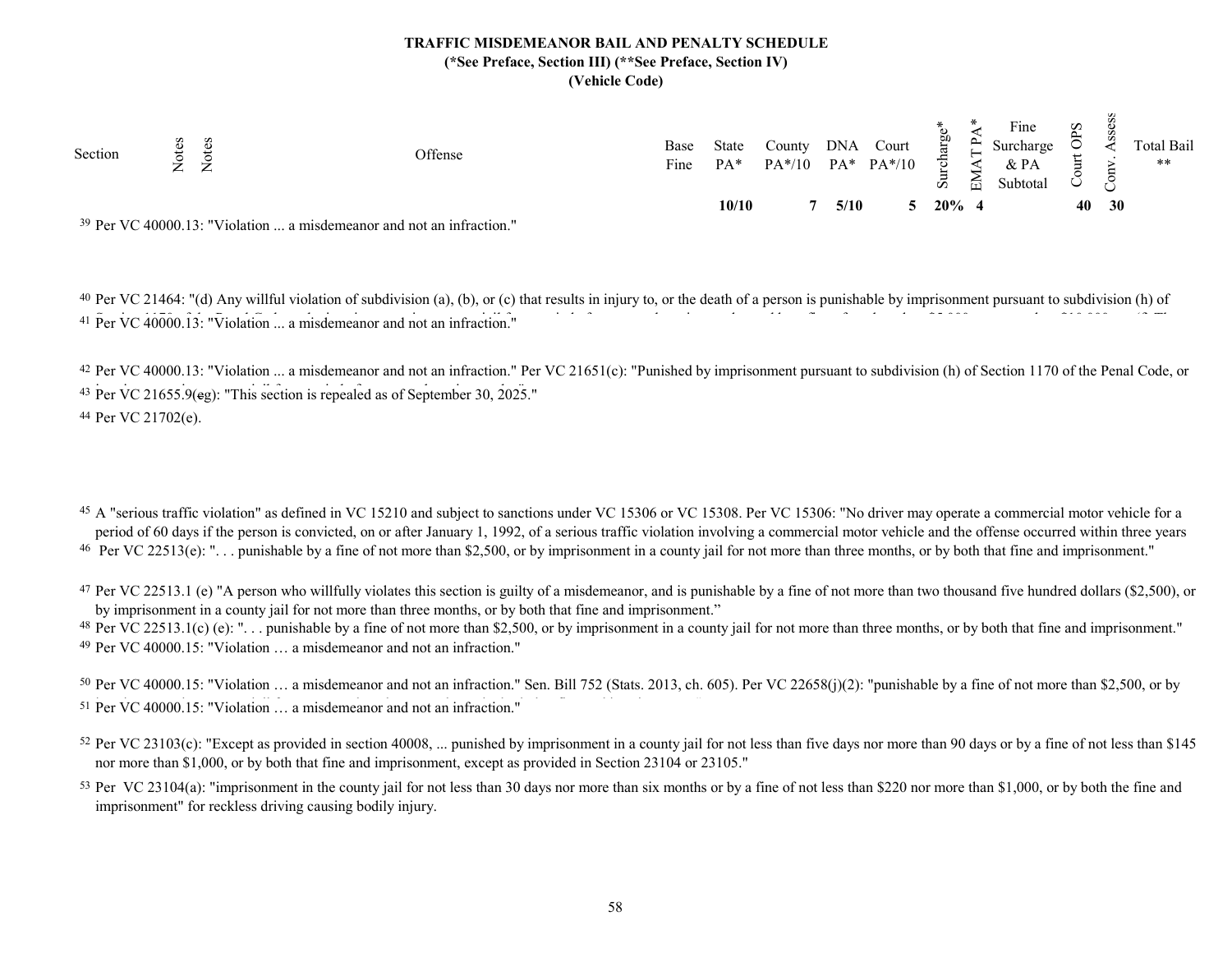# TRAFFIC MISDEMEANOR BAIL AND PENALTY SCHEDULE

**(*See Preface, Section III) (**See Preface, Section IV)**

**(Vehicle Code)**

| Section | Notes | Notes | Offense | Base Fine | State PA* | County PA*/10 | DNA PA* | Court PA*/10 | Surcharge* | EMAT PA* | Fine Surcharge & PA Subtotal | Court OPS | Conv. Assess | Total Bail ** |
|---|---|---|---|---|---|---|---|---|---|---|---|---|---|---|
| | | | | | 10/10 | 7 | 5/10 | 5 | 20% | 4 | | 40 | 30 | |

[39] Per VC 40000.13: "Violation ... a misdemeanor and not an infraction."

[40] Per VC 21464: "(d) Any willful violation of subdivision (a), (b), or (c) that results in injury to, or the death of a person is punishable by imprisonment pursuant to subdivision (h) of

[41] Per VC 40000.13: "Violation ... a misdemeanor and not an infraction."

[42] Per VC 40000.13: "Violation ... a misdemeanor and not an infraction." Per VC 21651(c): "Punished by imprisonment pursuant to subdivision (h) of Section 1170 of the Penal Code, or

[43] Per VC 21655.9(~~e~~g): "This section is repealed as of September 30, 2025."

[44] Per VC 21702(e).

[45] A "serious traffic violation" as defined in VC 15210 and subject to sanctions under VC 15306 or VC 15308. Per VC 15306: "No driver may operate a commercial motor vehicle for a period of 60 days if the person is convicted, on or after January 1, 1992, of a serious traffic violation involving a commercial motor vehicle and the offense occurred within three years

[46] Per VC 22513(e): ". . . punishable by a fine of not more than $2,500, or by imprisonment in a county jail for not more than three months, or by both that fine and imprisonment."

[47] Per VC 22513.1 (e) "A person who willfully violates this section is guilty of a misdemeanor, and is punishable by a fine of not more than two thousand five hundred dollars ($2,500), or by imprisonment in a county jail for not more than three months, or by both that fine and imprisonment."

[48] Per VC 22513.1(c) (e): ". . . punishable by a fine of not more than $2,500, or by imprisonment in a county jail for not more than three months, or by both that fine and imprisonment."

[49] Per VC 40000.15: "Violation … a misdemeanor and not an infraction."

[50] Per VC 40000.15: "Violation … a misdemeanor and not an infraction." Sen. Bill 752 (Stats. 2013, ch. 605). Per VC 22658(j)(2): "punishable by a fine of not more than $2,500, or by

[51] Per VC 40000.15: "Violation … a misdemeanor and not an infraction."

[52] Per VC 23103(c): "Except as provided in section 40008, ... punished by imprisonment in a county jail for not less than five days nor more than 90 days or by a fine of not less than $145 nor more than $1,000, or by both that fine and imprisonment, except as provided in Section 23104 or 23105."

[53] Per VC 23104(a): "imprisonment in the county jail for not less than 30 days nor more than six months or by a fine of not less than $220 nor more than $1,000, or by both the fine and imprisonment" for reckless driving causing bodily injury.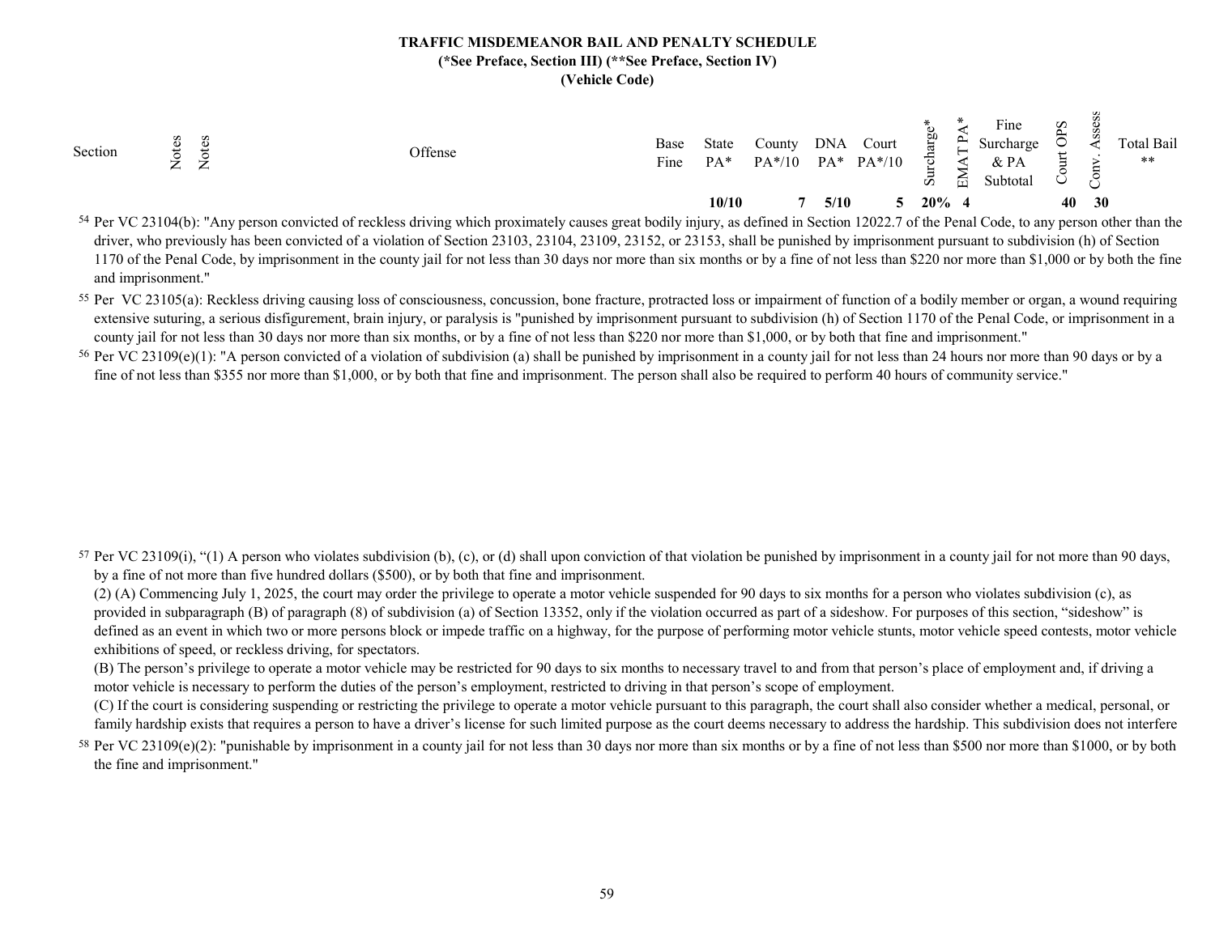**TRAFFIC MISDEMEANOR BAIL AND PENALTY SCHEDULE**
**(*See Preface, Section III) (**See Preface, Section IV)**
**(Vehicle Code)**

| Section | Notes | Notes | Offense | Base Fine | State PA* | County PA*/10 | DNA PA* | Court PA*/10 | Surcharge* | EMAT PA* | Fine Surcharge & PA Subtotal | Court OPS | Conv. Assess | Total Bail ** |
|---|---|---|---|---|---|---|---|---|---|---|---|---|---|---|
| | | | | | **10/10** | **7** | **5/10** | **5** | **20%** | **4** | | **40** | **30** | |

[54] Per VC 23104(b): "Any person convicted of reckless driving which proximately causes great bodily injury, as defined in Section 12022.7 of the Penal Code, to any person other than the driver, who previously has been convicted of a violation of Section 23103, 23104, 23109, 23152, or 23153, shall be punished by imprisonment pursuant to subdivision (h) of Section 1170 of the Penal Code, by imprisonment in the county jail for not less than 30 days nor more than six months or by a fine of not less than $220 nor more than $1,000 or by both the fine and imprisonment."

[55] Per VC 23105(a): Reckless driving causing loss of consciousness, concussion, bone fracture, protracted loss or impairment of function of a bodily member or organ, a wound requiring extensive suturing, a serious disfigurement, brain injury, or paralysis is "punished by imprisonment pursuant to subdivision (h) of Section 1170 of the Penal Code, or imprisonment in a county jail for not less than 30 days nor more than six months, or by a fine of not less than $220 nor more than $1,000, or by both that fine and imprisonment."

[56] Per VC 23109(e)(1): "A person convicted of a violation of subdivision (a) shall be punished by imprisonment in a county jail for not less than 24 hours nor more than 90 days or by a fine of not less than $355 nor more than $1,000, or by both that fine and imprisonment. The person shall also be required to perform 40 hours of community service."

[57] Per VC 23109(i), "(1) A person who violates subdivision (b), (c), or (d) shall upon conviction of that violation be punished by imprisonment in a county jail for not more than 90 days, by a fine of not more than five hundred dollars ($500), or by both that fine and imprisonment.

(2) (A) Commencing July 1, 2025, the court may order the privilege to operate a motor vehicle suspended for 90 days to six months for a person who violates subdivision (c), as provided in subparagraph (B) of paragraph (8) of subdivision (a) of Section 13352, only if the violation occurred as part of a sideshow. For purposes of this section, "sideshow" is defined as an event in which two or more persons block or impede traffic on a highway, for the purpose of performing motor vehicle stunts, motor vehicle speed contests, motor vehicle exhibitions of speed, or reckless driving, for spectators.

(B) The person's privilege to operate a motor vehicle may be restricted for 90 days to six months to necessary travel to and from that person's place of employment and, if driving a motor vehicle is necessary to perform the duties of the person's employment, restricted to driving in that person's scope of employment.

(C) If the court is considering suspending or restricting the privilege to operate a motor vehicle pursuant to this paragraph, the court shall also consider whether a medical, personal, or family hardship exists that requires a person to have a driver's license for such limited purpose as the court deems necessary to address the hardship. This subdivision does not interfere

[58] Per VC 23109(e)(2): "punishable by imprisonment in a county jail for not less than 30 days nor more than six months or by a fine of not less than $500 nor more than $1000, or by both the fine and imprisonment."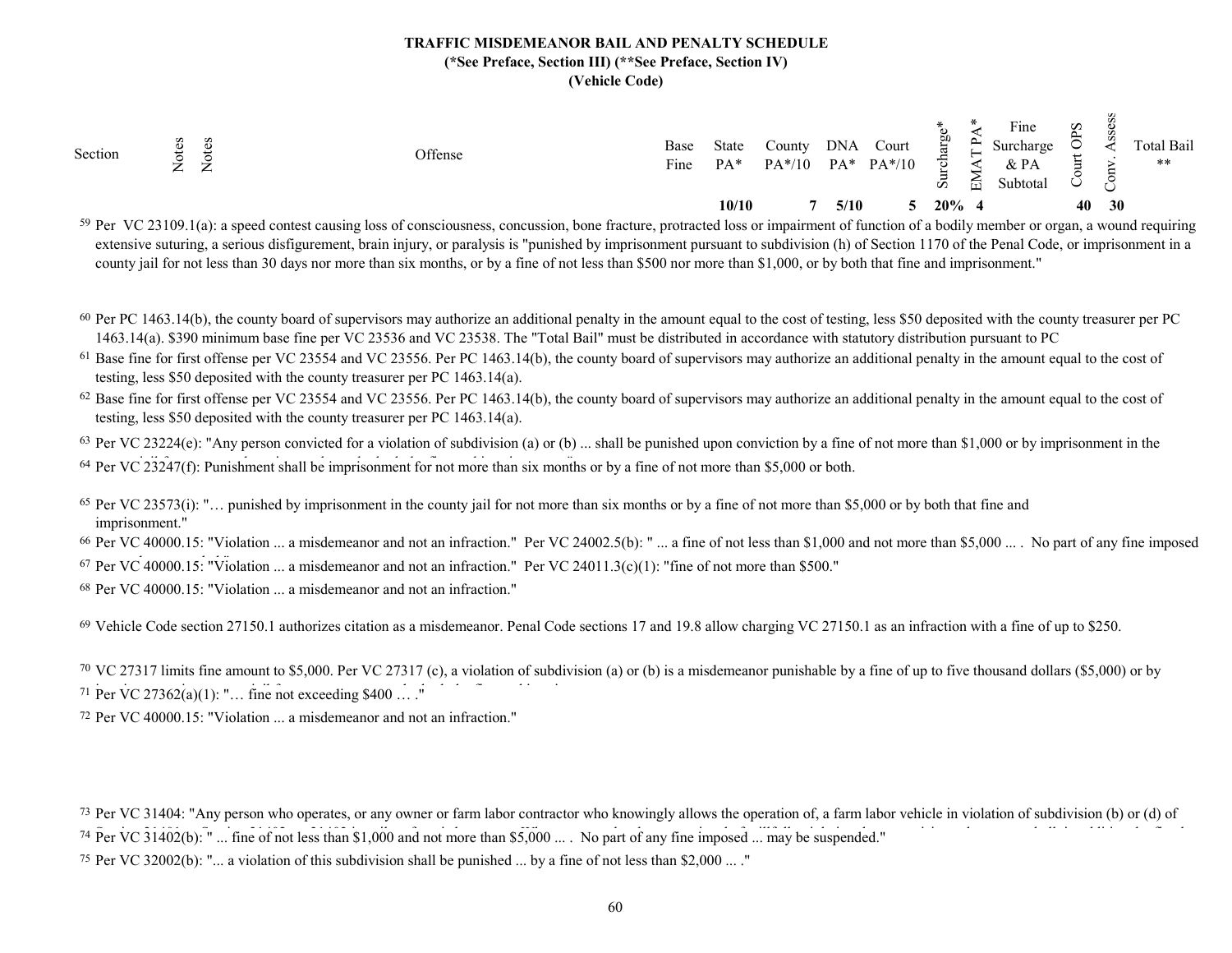**TRAFFIC MISDEMEANOR BAIL AND PENALTY SCHEDULE**
**(*See Preface, Section III) (**See Preface, Section IV)**
**(Vehicle Code)**

| Section | Notes | Notes | Offense | Base Fine | State PA* | County PA*/10 | DNA PA* | Court PA*/10 | Surcharge* | EMAT PA* | Fine Surcharge & PA Subtotal | Court OPS | Conv. Assess | Total Bail ** |
|---|---|---|---|---|---|---|---|---|---|---|---|---|---|---|
| | | | | | 10/10 | 7 | 5/10 | 5 | 20% | 4 | | 40 | 30 | |

[59] Per VC 23109.1(a): a speed contest causing loss of consciousness, concussion, bone fracture, protracted loss or impairment of function of a bodily member or organ, a wound requiring extensive suturing, a serious disfigurement, brain injury, or paralysis is "punished by imprisonment pursuant to subdivision (h) of Section 1170 of the Penal Code, or imprisonment in a county jail for not less than 30 days nor more than six months, or by a fine of not less than $500 nor more than $1,000, or by both that fine and imprisonment."

[60] Per PC 1463.14(b), the county board of supervisors may authorize an additional penalty in the amount equal to the cost of testing, less $50 deposited with the county treasurer per PC 1463.14(a). $390 minimum base fine per VC 23536 and VC 23538. The "Total Bail" must be distributed in accordance with statutory distribution pursuant to PC

[61] Base fine for first offense per VC 23554 and VC 23556. Per PC 1463.14(b), the county board of supervisors may authorize an additional penalty in the amount equal to the cost of testing, less $50 deposited with the county treasurer per PC 1463.14(a).

[62] Base fine for first offense per VC 23554 and VC 23556. Per PC 1463.14(b), the county board of supervisors may authorize an additional penalty in the amount equal to the cost of testing, less $50 deposited with the county treasurer per PC 1463.14(a).

[63] Per VC 23224(e): "Any person convicted for a violation of subdivision (a) or (b) ... shall be punished upon conviction by a fine of not more than $1,000 or by imprisonment in the

[64] Per VC 23247(f): Punishment shall be imprisonment for not more than six months or by a fine of not more than $5,000 or both.

[65] Per VC 23573(i): "… punished by imprisonment in the county jail for not more than six months or by a fine of not more than $5,000 or by both that fine and imprisonment."

[66] Per VC 40000.15: "Violation ... a misdemeanor and not an infraction." Per VC 24002.5(b): " ... a fine of not less than $1,000 and not more than $5,000 ... . No part of any fine imposed

[67] Per VC 40000.15: "Violation ... a misdemeanor and not an infraction." Per VC 24011.3(c)(1): "fine of not more than $500."

[68] Per VC 40000.15: "Violation ... a misdemeanor and not an infraction."

[69] Vehicle Code section 27150.1 authorizes citation as a misdemeanor. Penal Code sections 17 and 19.8 allow charging VC 27150.1 as an infraction with a fine of up to $250.

[70] VC 27317 limits fine amount to $5,000. Per VC 27317 (c), a violation of subdivision (a) or (b) is a misdemeanor punishable by a fine of up to five thousand dollars ($5,000) or by

[71] Per VC 27362(a)(1): "… fine not exceeding $400 … ."

[72] Per VC 40000.15: "Violation ... a misdemeanor and not an infraction."

[73] Per VC 31404: "Any person who operates, or any owner or farm labor contractor who knowingly allows the operation of, a farm labor vehicle in violation of subdivision (b) or (d) of

[74] Per VC 31402(b): " ... fine of not less than $1,000 and not more than $5,000 ... . No part of any fine imposed ... may be suspended."

[75] Per VC 32002(b): "... a violation of this subdivision shall be punished ... by a fine of not less than $2,000 ... ."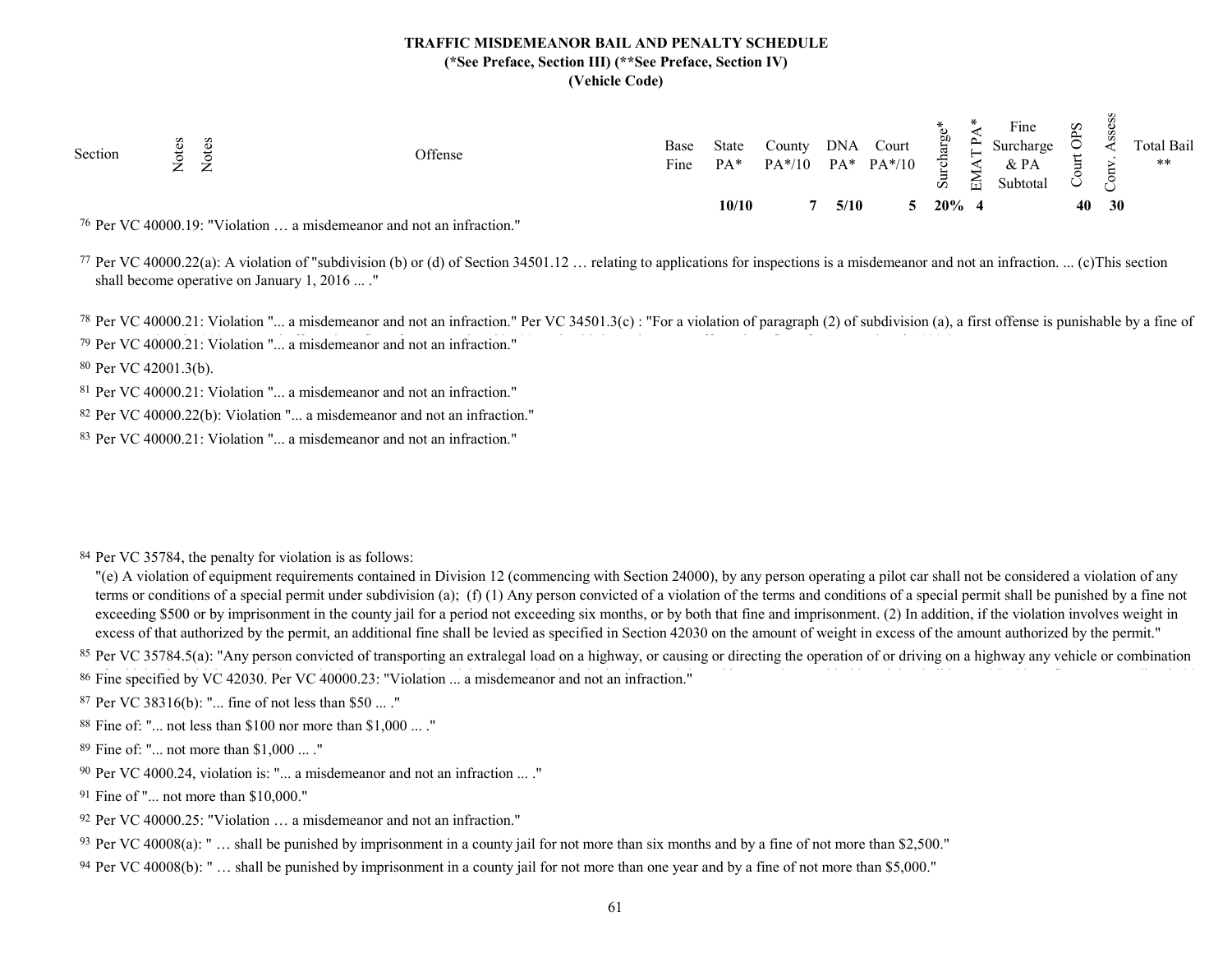# TRAFFIC MISDEMEANOR BAIL AND PENALTY SCHEDULE

**(*See Preface, Section III) (**See Preface, Section IV)**

**(Vehicle Code)**

| Section | Notes | Notes | Offense | Base Fine | State PA* | County PA*/10 | DNA PA* | Court PA*/10 | Surcharge* | EMAT PA* | Fine Surcharge & PA Subtotal | Court OPS | Conv. Assess | Total Bail ** |
|---|---|---|---|---|---|---|---|---|---|---|---|---|---|---|
| | | | | | 10/10 | 7 | 5/10 | 5 | 20% | 4 | | 40 | 30 | |

[76] Per VC 40000.19: "Violation … a misdemeanor and not an infraction."

[77] Per VC 40000.22(a): A violation of "subdivision (b) or (d) of Section 34501.12 … relating to applications for inspections is a misdemeanor and not an infraction. ... (c)This section shall become operative on January 1, 2016 ... ."

[78] Per VC 40000.21: Violation "... a misdemeanor and not an infraction." Per VC 34501.3(c) : "For a violation of paragraph (2) of subdivision (a), a first offense is punishable by a fine of

[79] Per VC 40000.21: Violation "... a misdemeanor and not an infraction."

[80] Per VC 42001.3(b).

[81] Per VC 40000.21: Violation "... a misdemeanor and not an infraction."

[82] Per VC 40000.22(b): Violation "... a misdemeanor and not an infraction."

[83] Per VC 40000.21: Violation "... a misdemeanor and not an infraction."

[84] Per VC 35784, the penalty for violation is as follows:
"(e) A violation of equipment requirements contained in Division 12 (commencing with Section 24000), by any person operating a pilot car shall not be considered a violation of any terms or conditions of a special permit under subdivision (a); (f) (1) Any person convicted of a violation of the terms and conditions of a special permit shall be punished by a fine not exceeding $500 or by imprisonment in the county jail for a period not exceeding six months, or by both that fine and imprisonment. (2) In addition, if the violation involves weight in excess of that authorized by the permit, an additional fine shall be levied as specified in Section 42030 on the amount of weight in excess of the amount authorized by the permit."

[85] Per VC 35784.5(a): "Any person convicted of transporting an extralegal load on a highway, or causing or directing the operation of or driving on a highway any vehicle or combination

[86] Fine specified by VC 42030. Per VC 40000.23: "Violation ... a misdemeanor and not an infraction."

[87] Per VC 38316(b): "... fine of not less than $50 ... ."

[88] Fine of: "... not less than $100 nor more than $1,000 ... ."

[89] Fine of: "... not more than $1,000 ... ."

[90] Per VC 4000.24, violation is: "... a misdemeanor and not an infraction ... ."

[91] Fine of "... not more than $10,000."

[92] Per VC 40000.25: "Violation … a misdemeanor and not an infraction."

[93] Per VC 40008(a): " … shall be punished by imprisonment in a county jail for not more than six months and by a fine of not more than $2,500."

[94] Per VC 40008(b): " … shall be punished by imprisonment in a county jail for not more than one year and by a fine of not more than $5,000."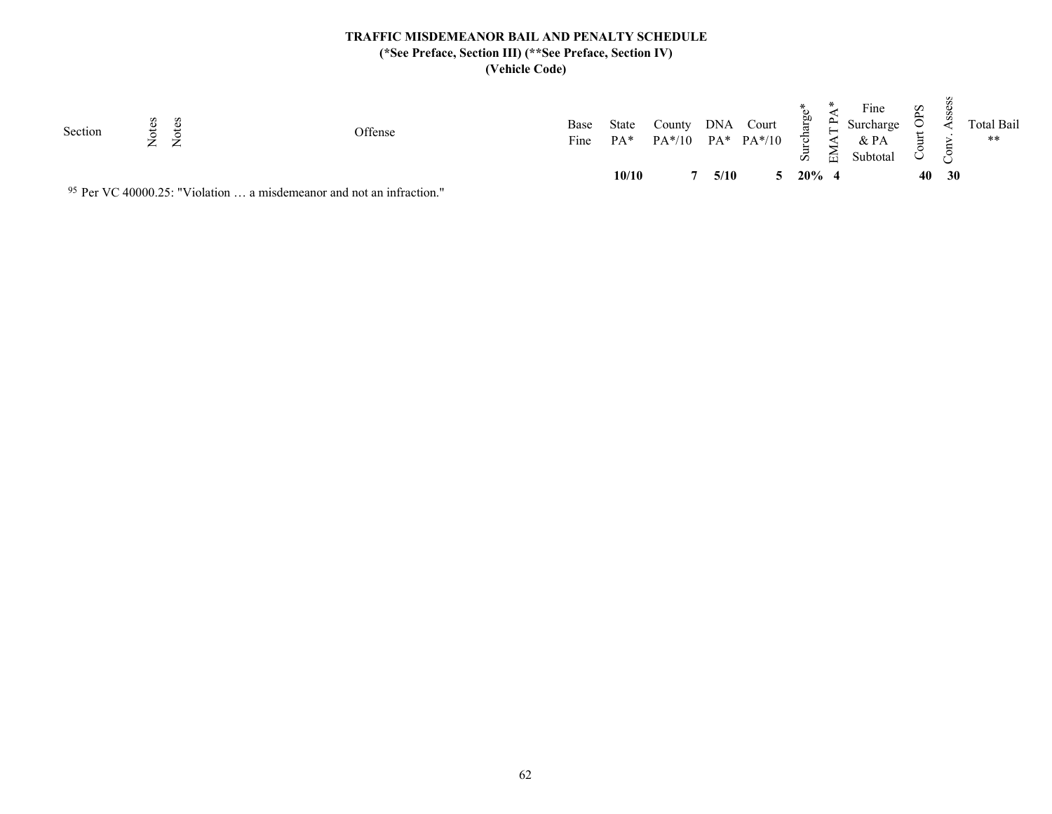**TRAFFIC MISDEMEANOR BAIL AND PENALTY SCHEDULE**
**(*See Preface, Section III) (**See Preface, Section IV)**
**(Vehicle Code)**

| Section | Notes | Notes | Offense | Base Fine | State PA* | County PA*/10 | DNA PA* | Court PA*/10 | Surcharge* | EMAT PA* | Fine Surcharge & PA Subtotal | Court OPS | Conv. Assess | Total Bail ** |
|---|---|---|---|---|---|---|---|---|---|---|---|---|---|---|
| | | | | | **10/10** | **7** | **5/10** | **5** | **20%** | **4** | | **40** | **30** | |

[95] Per VC 40000.25: "Violation … a misdemeanor and not an infraction."